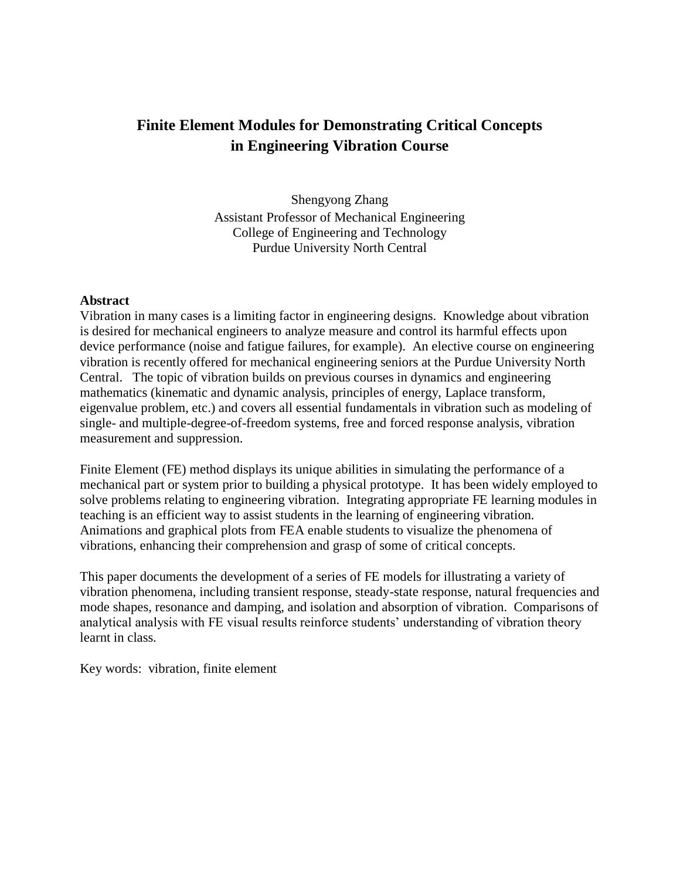# Finite Element Modules for Demonstrating Critical Concepts in Engineering Vibration Course

Shengyong Zhang
Assistant Professor of Mechanical Engineering
College of Engineering and Technology
Purdue University North Central

**Abstract**

Vibration in many cases is a limiting factor in engineering designs. Knowledge about vibration is desired for mechanical engineers to analyze measure and control its harmful effects upon device performance (noise and fatigue failures, for example). An elective course on engineering vibration is recently offered for mechanical engineering seniors at the Purdue University North Central. The topic of vibration builds on previous courses in dynamics and engineering mathematics (kinematic and dynamic analysis, principles of energy, Laplace transform, eigenvalue problem, etc.) and covers all essential fundamentals in vibration such as modeling of single- and multiple-degree-of-freedom systems, free and forced response analysis, vibration measurement and suppression.

Finite Element (FE) method displays its unique abilities in simulating the performance of a mechanical part or system prior to building a physical prototype. It has been widely employed to solve problems relating to engineering vibration. Integrating appropriate FE learning modules in teaching is an efficient way to assist students in the learning of engineering vibration. Animations and graphical plots from FEA enable students to visualize the phenomena of vibrations, enhancing their comprehension and grasp of some of critical concepts.

This paper documents the development of a series of FE models for illustrating a variety of vibration phenomena, including transient response, steady-state response, natural frequencies and mode shapes, resonance and damping, and isolation and absorption of vibration. Comparisons of analytical analysis with FE visual results reinforce students' understanding of vibration theory learnt in class.

Key words: vibration, finite element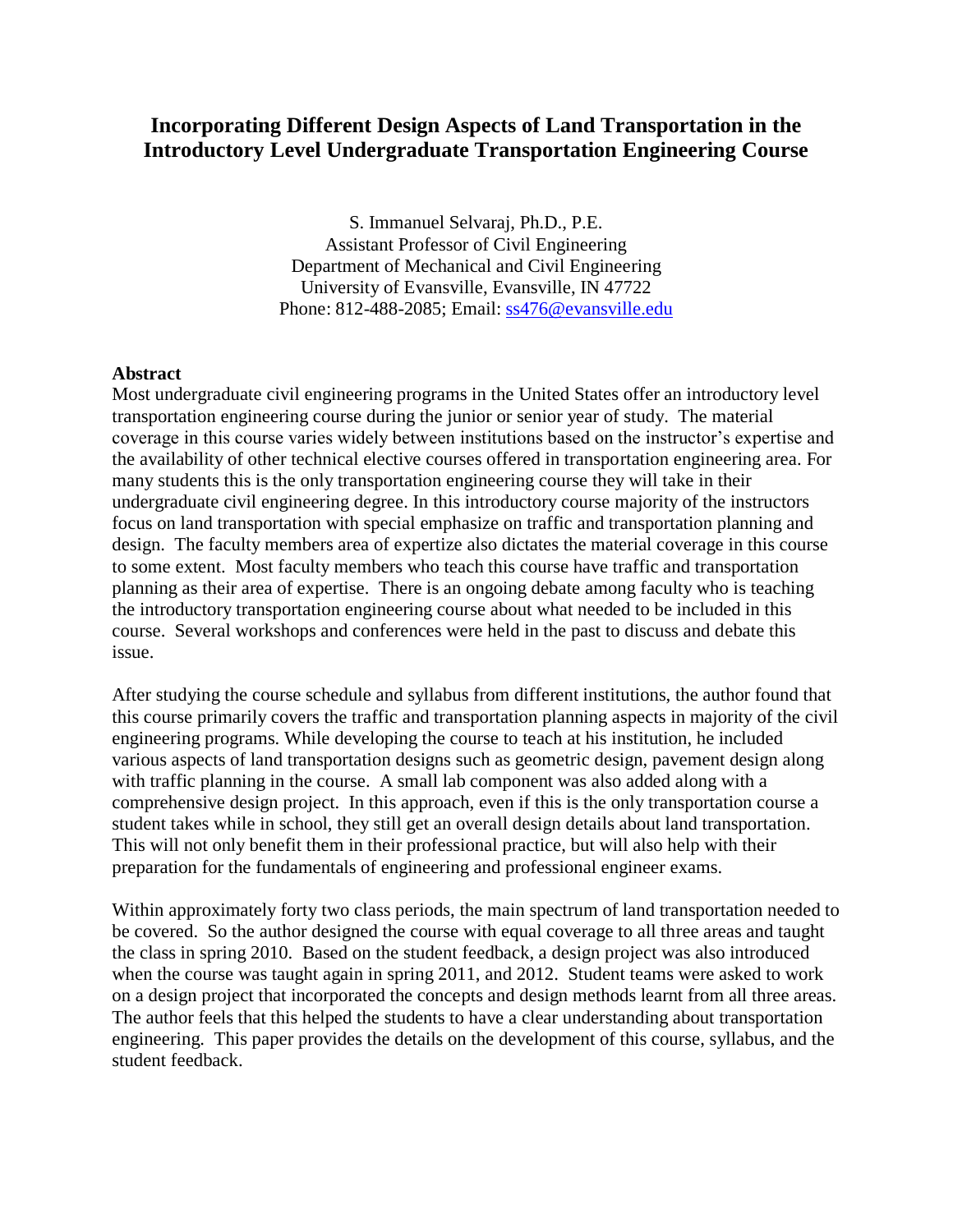# Incorporating Different Design Aspects of Land Transportation in the Introductory Level Undergraduate Transportation Engineering Course

S. Immanuel Selvaraj, Ph.D., P.E.
Assistant Professor of Civil Engineering
Department of Mechanical and Civil Engineering
University of Evansville, Evansville, IN 47722
Phone: 812-488-2085; Email: ss476@evansville.edu

## Abstract

Most undergraduate civil engineering programs in the United States offer an introductory level transportation engineering course during the junior or senior year of study. The material coverage in this course varies widely between institutions based on the instructor's expertise and the availability of other technical elective courses offered in transportation engineering area. For many students this is the only transportation engineering course they will take in their undergraduate civil engineering degree. In this introductory course majority of the instructors focus on land transportation with special emphasize on traffic and transportation planning and design. The faculty members area of expertize also dictates the material coverage in this course to some extent. Most faculty members who teach this course have traffic and transportation planning as their area of expertise. There is an ongoing debate among faculty who is teaching the introductory transportation engineering course about what needed to be included in this course. Several workshops and conferences were held in the past to discuss and debate this issue.

After studying the course schedule and syllabus from different institutions, the author found that this course primarily covers the traffic and transportation planning aspects in majority of the civil engineering programs. While developing the course to teach at his institution, he included various aspects of land transportation designs such as geometric design, pavement design along with traffic planning in the course. A small lab component was also added along with a comprehensive design project. In this approach, even if this is the only transportation course a student takes while in school, they still get an overall design details about land transportation. This will not only benefit them in their professional practice, but will also help with their preparation for the fundamentals of engineering and professional engineer exams.

Within approximately forty two class periods, the main spectrum of land transportation needed to be covered. So the author designed the course with equal coverage to all three areas and taught the class in spring 2010. Based on the student feedback, a design project was also introduced when the course was taught again in spring 2011, and 2012. Student teams were asked to work on a design project that incorporated the concepts and design methods learnt from all three areas. The author feels that this helped the students to have a clear understanding about transportation engineering. This paper provides the details on the development of this course, syllabus, and the student feedback.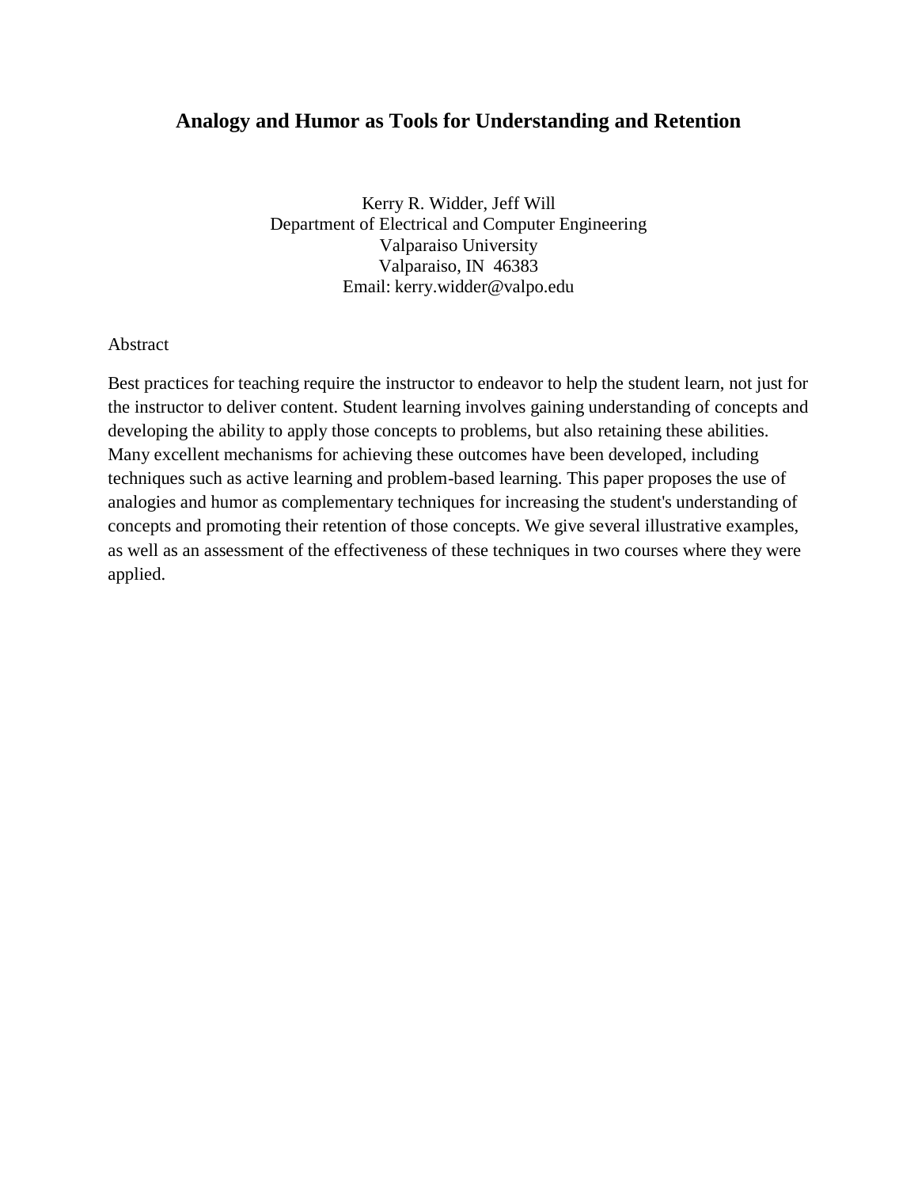# Analogy and Humor as Tools for Understanding and Retention

Kerry R. Widder, Jeff Will
Department of Electrical and Computer Engineering
Valparaiso University
Valparaiso, IN 46383
Email: kerry.widder@valpo.edu

Abstract

Best practices for teaching require the instructor to endeavor to help the student learn, not just for the instructor to deliver content. Student learning involves gaining understanding of concepts and developing the ability to apply those concepts to problems, but also retaining these abilities. Many excellent mechanisms for achieving these outcomes have been developed, including techniques such as active learning and problem-based learning. This paper proposes the use of analogies and humor as complementary techniques for increasing the student's understanding of concepts and promoting their retention of those concepts. We give several illustrative examples, as well as an assessment of the effectiveness of these techniques in two courses where they were applied.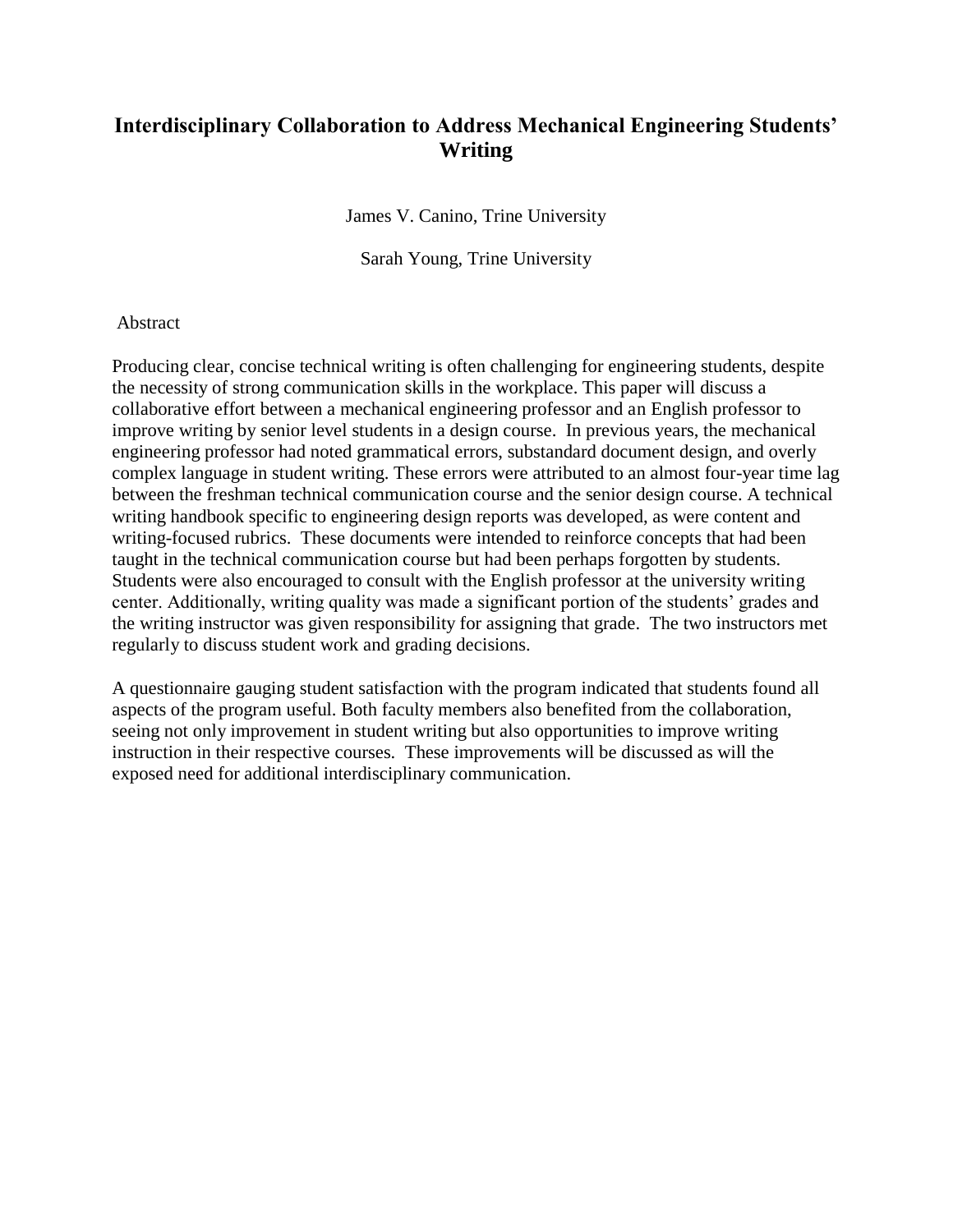# Interdisciplinary Collaboration to Address Mechanical Engineering Students' Writing

James V. Canino, Trine University

Sarah Young, Trine University

## Abstract

Producing clear, concise technical writing is often challenging for engineering students, despite the necessity of strong communication skills in the workplace. This paper will discuss a collaborative effort between a mechanical engineering professor and an English professor to improve writing by senior level students in a design course. In previous years, the mechanical engineering professor had noted grammatical errors, substandard document design, and overly complex language in student writing. These errors were attributed to an almost four-year time lag between the freshman technical communication course and the senior design course. A technical writing handbook specific to engineering design reports was developed, as were content and writing-focused rubrics. These documents were intended to reinforce concepts that had been taught in the technical communication course but had been perhaps forgotten by students. Students were also encouraged to consult with the English professor at the university writing center. Additionally, writing quality was made a significant portion of the students' grades and the writing instructor was given responsibility for assigning that grade. The two instructors met regularly to discuss student work and grading decisions.

A questionnaire gauging student satisfaction with the program indicated that students found all aspects of the program useful. Both faculty members also benefited from the collaboration, seeing not only improvement in student writing but also opportunities to improve writing instruction in their respective courses. These improvements will be discussed as will the exposed need for additional interdisciplinary communication.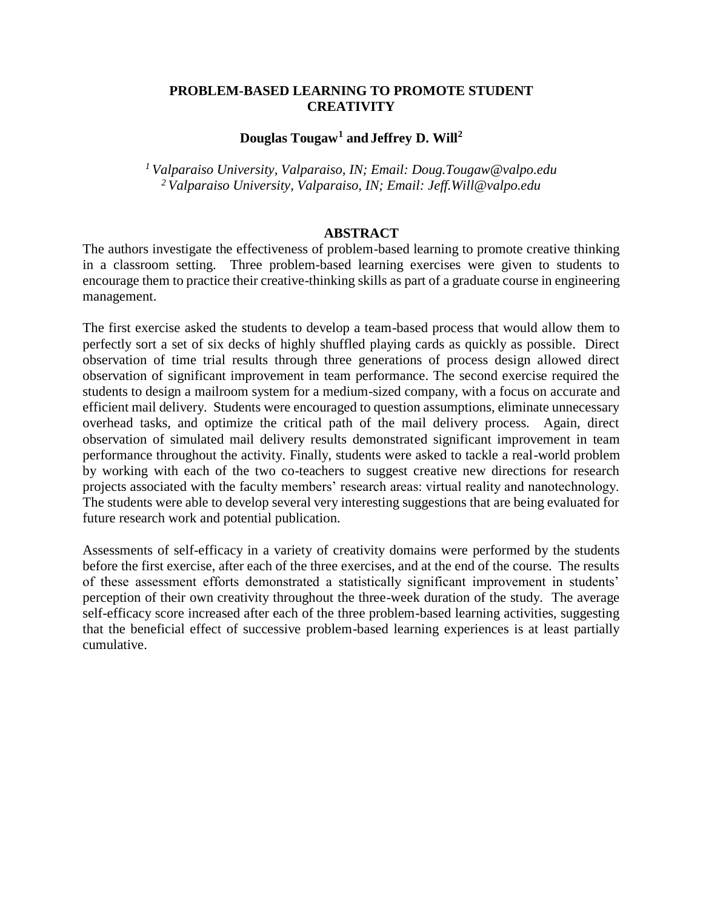# PROBLEM-BASED LEARNING TO PROMOTE STUDENT CREATIVITY

**Douglas Tougaw[1] and Jeffrey D. Will[2]**

*[1] Valparaiso University, Valparaiso, IN; Email: Doug.Tougaw@valpo.edu*
*[2] Valparaiso University, Valparaiso, IN; Email: Jeff.Will@valpo.edu*

## ABSTRACT

The authors investigate the effectiveness of problem-based learning to promote creative thinking in a classroom setting. Three problem-based learning exercises were given to students to encourage them to practice their creative-thinking skills as part of a graduate course in engineering management.

The first exercise asked the students to develop a team-based process that would allow them to perfectly sort a set of six decks of highly shuffled playing cards as quickly as possible. Direct observation of time trial results through three generations of process design allowed direct observation of significant improvement in team performance. The second exercise required the students to design a mailroom system for a medium-sized company, with a focus on accurate and efficient mail delivery. Students were encouraged to question assumptions, eliminate unnecessary overhead tasks, and optimize the critical path of the mail delivery process. Again, direct observation of simulated mail delivery results demonstrated significant improvement in team performance throughout the activity. Finally, students were asked to tackle a real-world problem by working with each of the two co-teachers to suggest creative new directions for research projects associated with the faculty members' research areas: virtual reality and nanotechnology. The students were able to develop several very interesting suggestions that are being evaluated for future research work and potential publication.

Assessments of self-efficacy in a variety of creativity domains were performed by the students before the first exercise, after each of the three exercises, and at the end of the course. The results of these assessment efforts demonstrated a statistically significant improvement in students' perception of their own creativity throughout the three-week duration of the study. The average self-efficacy score increased after each of the three problem-based learning activities, suggesting that the beneficial effect of successive problem-based learning experiences is at least partially cumulative.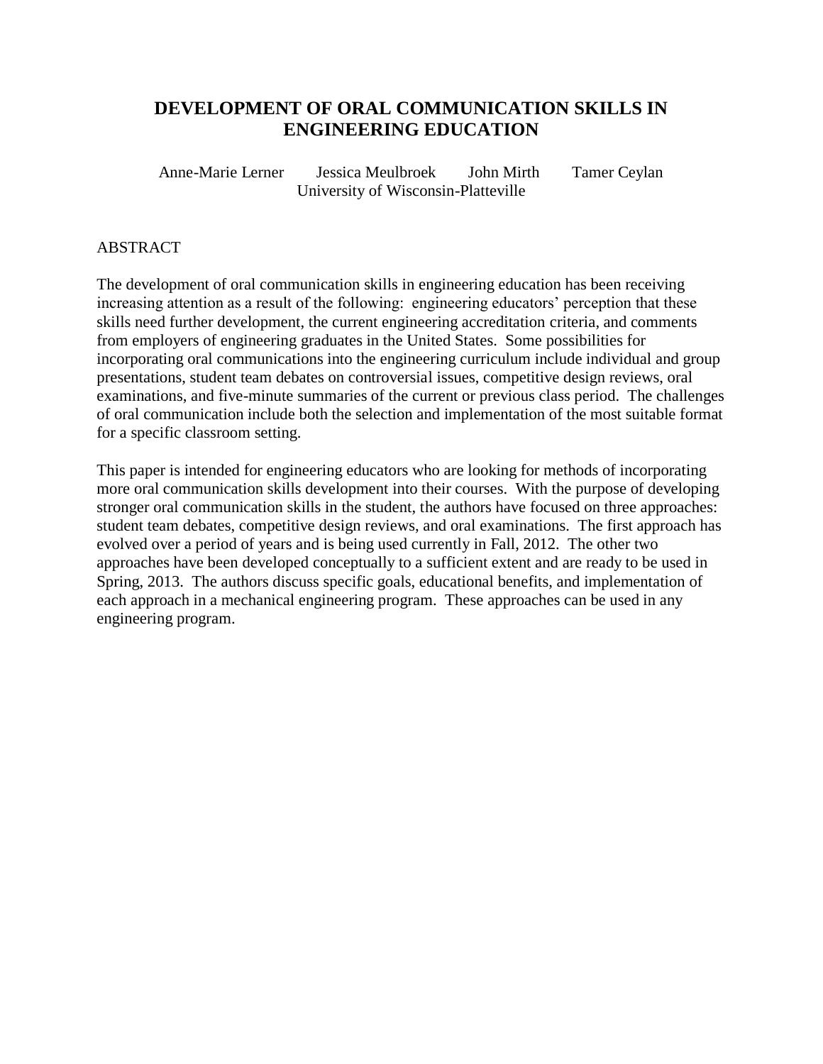# DEVELOPMENT OF ORAL COMMUNICATION SKILLS IN ENGINEERING EDUCATION

Anne-Marie Lerner   Jessica Meulbroek   John Mirth   Tamer Ceylan
University of Wisconsin-Platteville

## ABSTRACT

The development of oral communication skills in engineering education has been receiving increasing attention as a result of the following: engineering educators' perception that these skills need further development, the current engineering accreditation criteria, and comments from employers of engineering graduates in the United States. Some possibilities for incorporating oral communications into the engineering curriculum include individual and group presentations, student team debates on controversial issues, competitive design reviews, oral examinations, and five-minute summaries of the current or previous class period. The challenges of oral communication include both the selection and implementation of the most suitable format for a specific classroom setting.

This paper is intended for engineering educators who are looking for methods of incorporating more oral communication skills development into their courses. With the purpose of developing stronger oral communication skills in the student, the authors have focused on three approaches: student team debates, competitive design reviews, and oral examinations. The first approach has evolved over a period of years and is being used currently in Fall, 2012. The other two approaches have been developed conceptually to a sufficient extent and are ready to be used in Spring, 2013. The authors discuss specific goals, educational benefits, and implementation of each approach in a mechanical engineering program. These approaches can be used in any engineering program.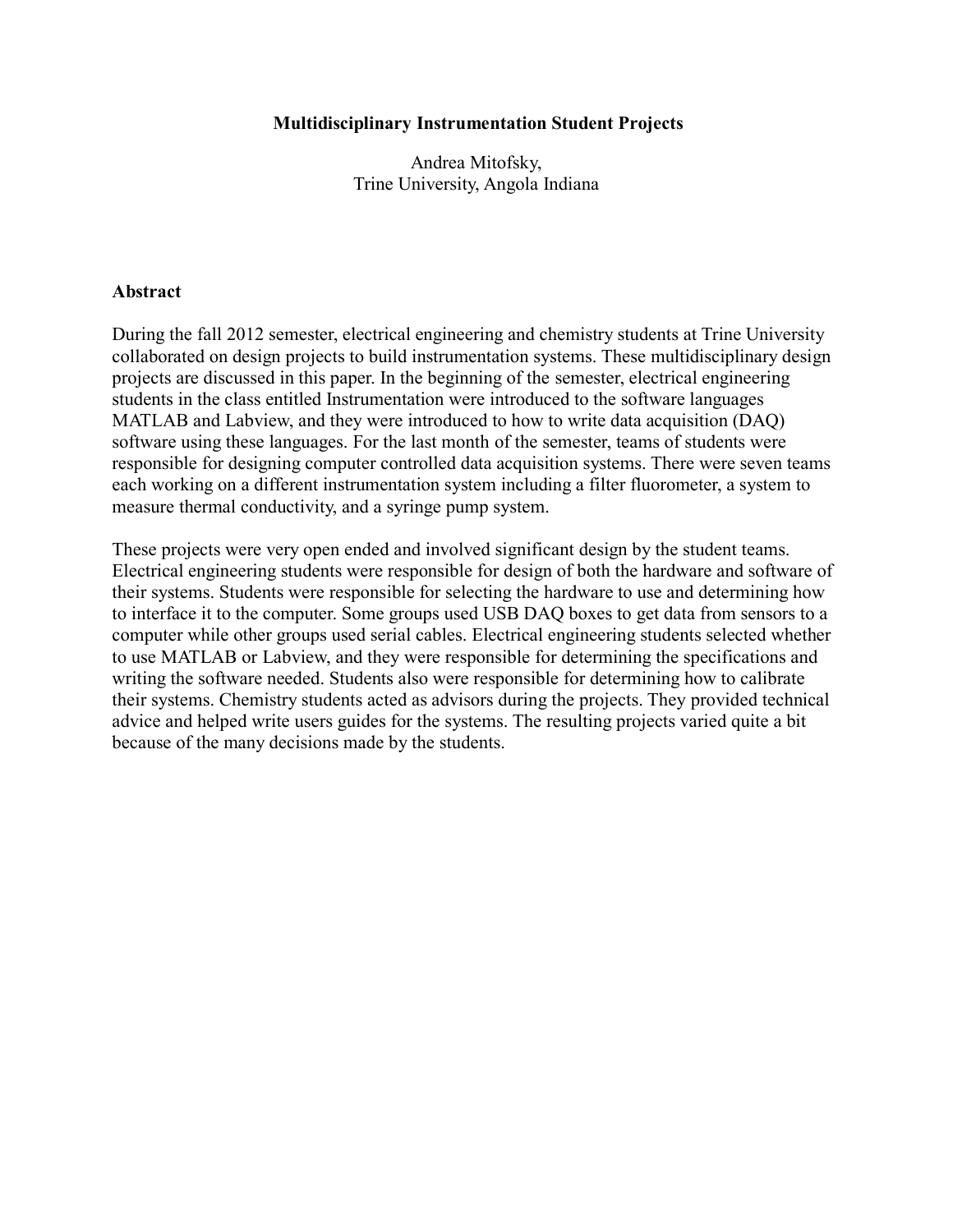# Multidisciplinary Instrumentation Student Projects

Andrea Mitofsky,
Trine University, Angola Indiana

## Abstract

During the fall 2012 semester, electrical engineering and chemistry students at Trine University collaborated on design projects to build instrumentation systems. These multidisciplinary design projects are discussed in this paper. In the beginning of the semester, electrical engineering students in the class entitled Instrumentation were introduced to the software languages MATLAB and Labview, and they were introduced to how to write data acquisition (DAQ) software using these languages. For the last month of the semester, teams of students were responsible for designing computer controlled data acquisition systems. There were seven teams each working on a different instrumentation system including a filter fluorometer, a system to measure thermal conductivity, and a syringe pump system.

These projects were very open ended and involved significant design by the student teams. Electrical engineering students were responsible for design of both the hardware and software of their systems. Students were responsible for selecting the hardware to use and determining how to interface it to the computer. Some groups used USB DAQ boxes to get data from sensors to a computer while other groups used serial cables. Electrical engineering students selected whether to use MATLAB or Labview, and they were responsible for determining the specifications and writing the software needed. Students also were responsible for determining how to calibrate their systems. Chemistry students acted as advisors during the projects. They provided technical advice and helped write users guides for the systems. The resulting projects varied quite a bit because of the many decisions made by the students.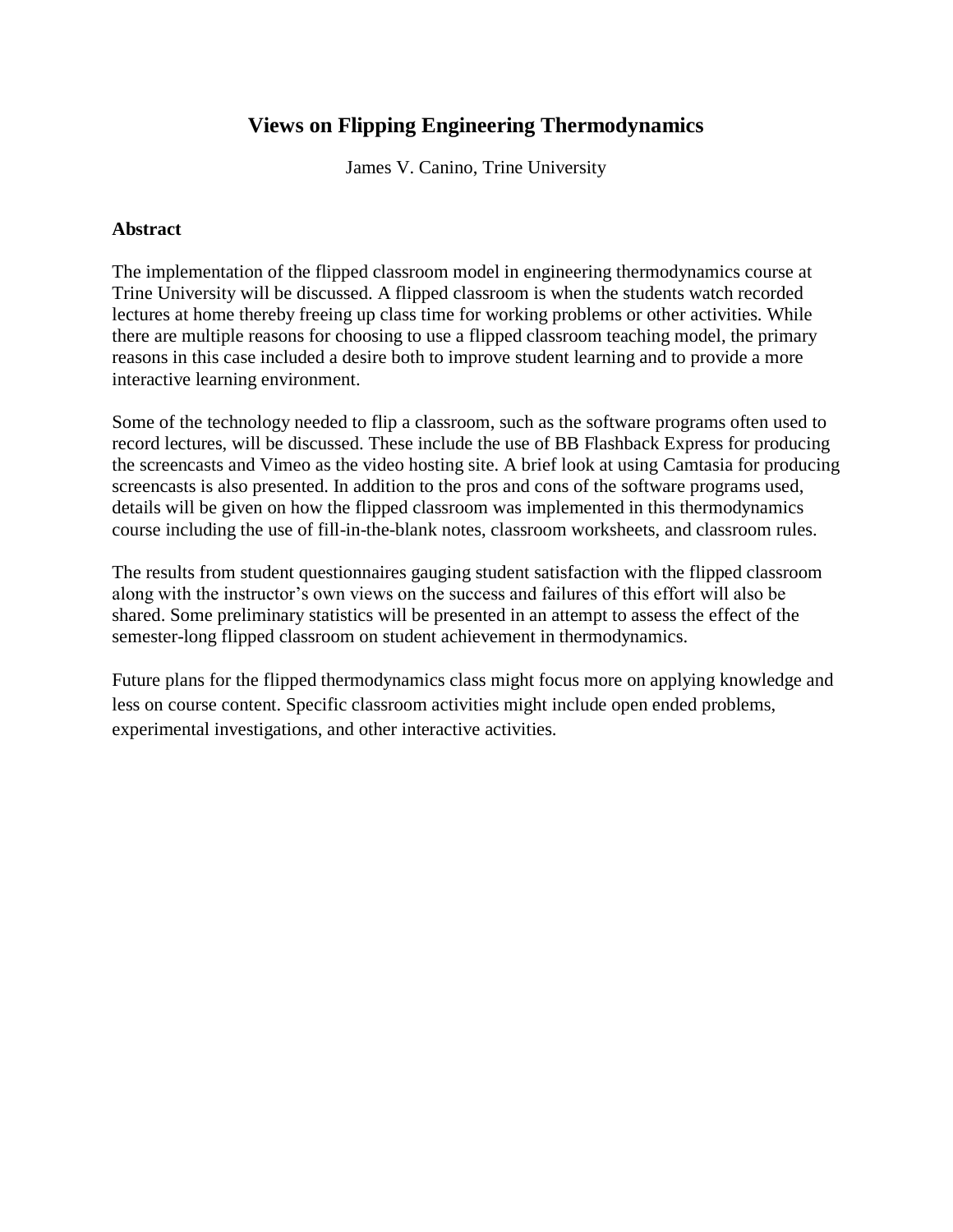# Views on Flipping Engineering Thermodynamics

James V. Canino, Trine University

### Abstract

The implementation of the flipped classroom model in engineering thermodynamics course at Trine University will be discussed. A flipped classroom is when the students watch recorded lectures at home thereby freeing up class time for working problems or other activities. While there are multiple reasons for choosing to use a flipped classroom teaching model, the primary reasons in this case included a desire both to improve student learning and to provide a more interactive learning environment.

Some of the technology needed to flip a classroom, such as the software programs often used to record lectures, will be discussed. These include the use of BB Flashback Express for producing the screencasts and Vimeo as the video hosting site. A brief look at using Camtasia for producing screencasts is also presented. In addition to the pros and cons of the software programs used, details will be given on how the flipped classroom was implemented in this thermodynamics course including the use of fill-in-the-blank notes, classroom worksheets, and classroom rules.

The results from student questionnaires gauging student satisfaction with the flipped classroom along with the instructor's own views on the success and failures of this effort will also be shared. Some preliminary statistics will be presented in an attempt to assess the effect of the semester-long flipped classroom on student achievement in thermodynamics.

Future plans for the flipped thermodynamics class might focus more on applying knowledge and less on course content. Specific classroom activities might include open ended problems, experimental investigations, and other interactive activities.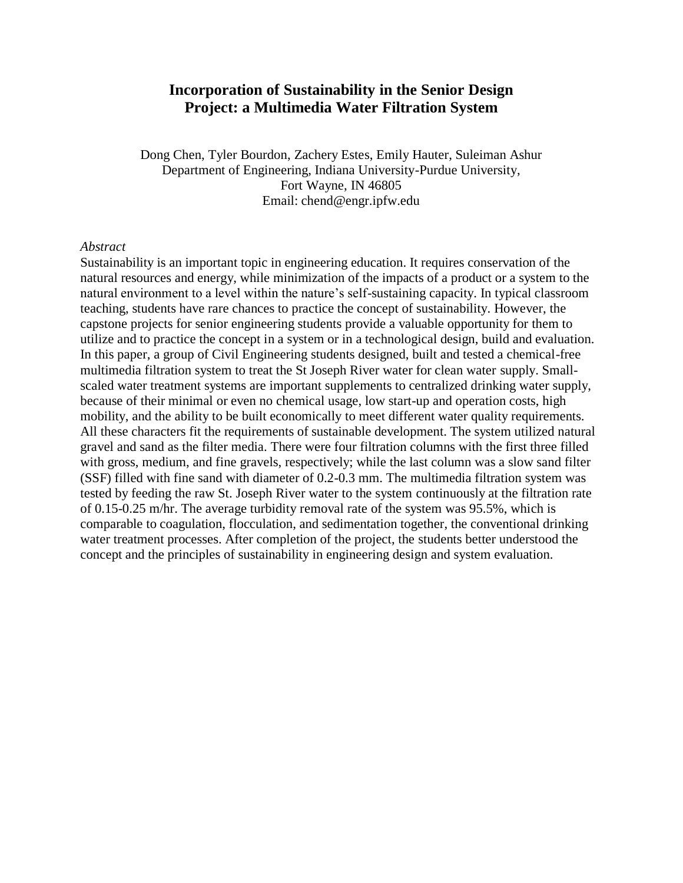# Incorporation of Sustainability in the Senior Design Project: a Multimedia Water Filtration System

Dong Chen, Tyler Bourdon, Zachery Estes, Emily Hauter, Suleiman Ashur
Department of Engineering, Indiana University-Purdue University,
Fort Wayne, IN 46805
Email: chend@engr.ipfw.edu

*Abstract*

Sustainability is an important topic in engineering education. It requires conservation of the natural resources and energy, while minimization of the impacts of a product or a system to the natural environment to a level within the nature's self-sustaining capacity. In typical classroom teaching, students have rare chances to practice the concept of sustainability. However, the capstone projects for senior engineering students provide a valuable opportunity for them to utilize and to practice the concept in a system or in a technological design, build and evaluation. In this paper, a group of Civil Engineering students designed, built and tested a chemical-free multimedia filtration system to treat the St Joseph River water for clean water supply. Small-scaled water treatment systems are important supplements to centralized drinking water supply, because of their minimal or even no chemical usage, low start-up and operation costs, high mobility, and the ability to be built economically to meet different water quality requirements. All these characters fit the requirements of sustainable development. The system utilized natural gravel and sand as the filter media. There were four filtration columns with the first three filled with gross, medium, and fine gravels, respectively; while the last column was a slow sand filter (SSF) filled with fine sand with diameter of 0.2-0.3 mm. The multimedia filtration system was tested by feeding the raw St. Joseph River water to the system continuously at the filtration rate of 0.15-0.25 m/hr. The average turbidity removal rate of the system was 95.5%, which is comparable to coagulation, flocculation, and sedimentation together, the conventional drinking water treatment processes. After completion of the project, the students better understood the concept and the principles of sustainability in engineering design and system evaluation.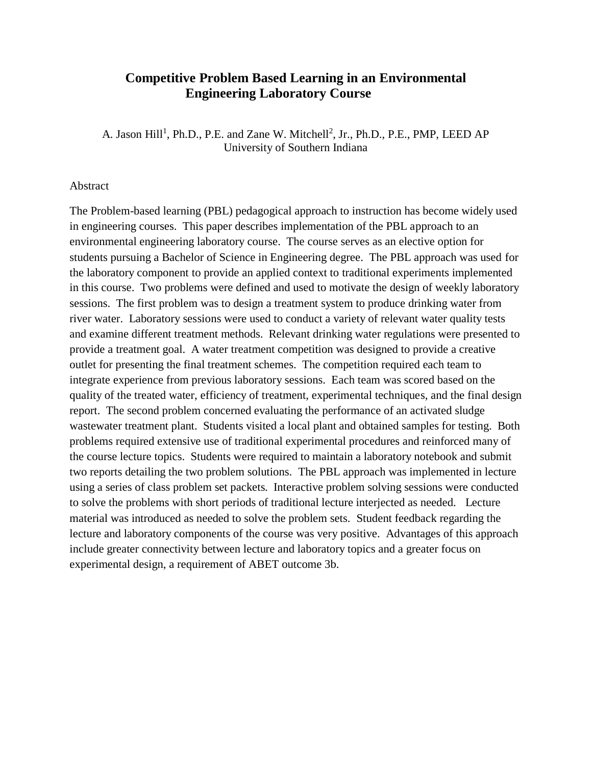# Competitive Problem Based Learning in an Environmental Engineering Laboratory Course

A. Jason Hill[1], Ph.D., P.E. and Zane W. Mitchell[2], Jr., Ph.D., P.E., PMP, LEED AP
University of Southern Indiana

## Abstract

The Problem-based learning (PBL) pedagogical approach to instruction has become widely used in engineering courses. This paper describes implementation of the PBL approach to an environmental engineering laboratory course. The course serves as an elective option for students pursuing a Bachelor of Science in Engineering degree. The PBL approach was used for the laboratory component to provide an applied context to traditional experiments implemented in this course. Two problems were defined and used to motivate the design of weekly laboratory sessions. The first problem was to design a treatment system to produce drinking water from river water. Laboratory sessions were used to conduct a variety of relevant water quality tests and examine different treatment methods. Relevant drinking water regulations were presented to provide a treatment goal. A water treatment competition was designed to provide a creative outlet for presenting the final treatment schemes. The competition required each team to integrate experience from previous laboratory sessions. Each team was scored based on the quality of the treated water, efficiency of treatment, experimental techniques, and the final design report. The second problem concerned evaluating the performance of an activated sludge wastewater treatment plant. Students visited a local plant and obtained samples for testing. Both problems required extensive use of traditional experimental procedures and reinforced many of the course lecture topics. Students were required to maintain a laboratory notebook and submit two reports detailing the two problem solutions. The PBL approach was implemented in lecture using a series of class problem set packets. Interactive problem solving sessions were conducted to solve the problems with short periods of traditional lecture interjected as needed. Lecture material was introduced as needed to solve the problem sets. Student feedback regarding the lecture and laboratory components of the course was very positive. Advantages of this approach include greater connectivity between lecture and laboratory topics and a greater focus on experimental design, a requirement of ABET outcome 3b.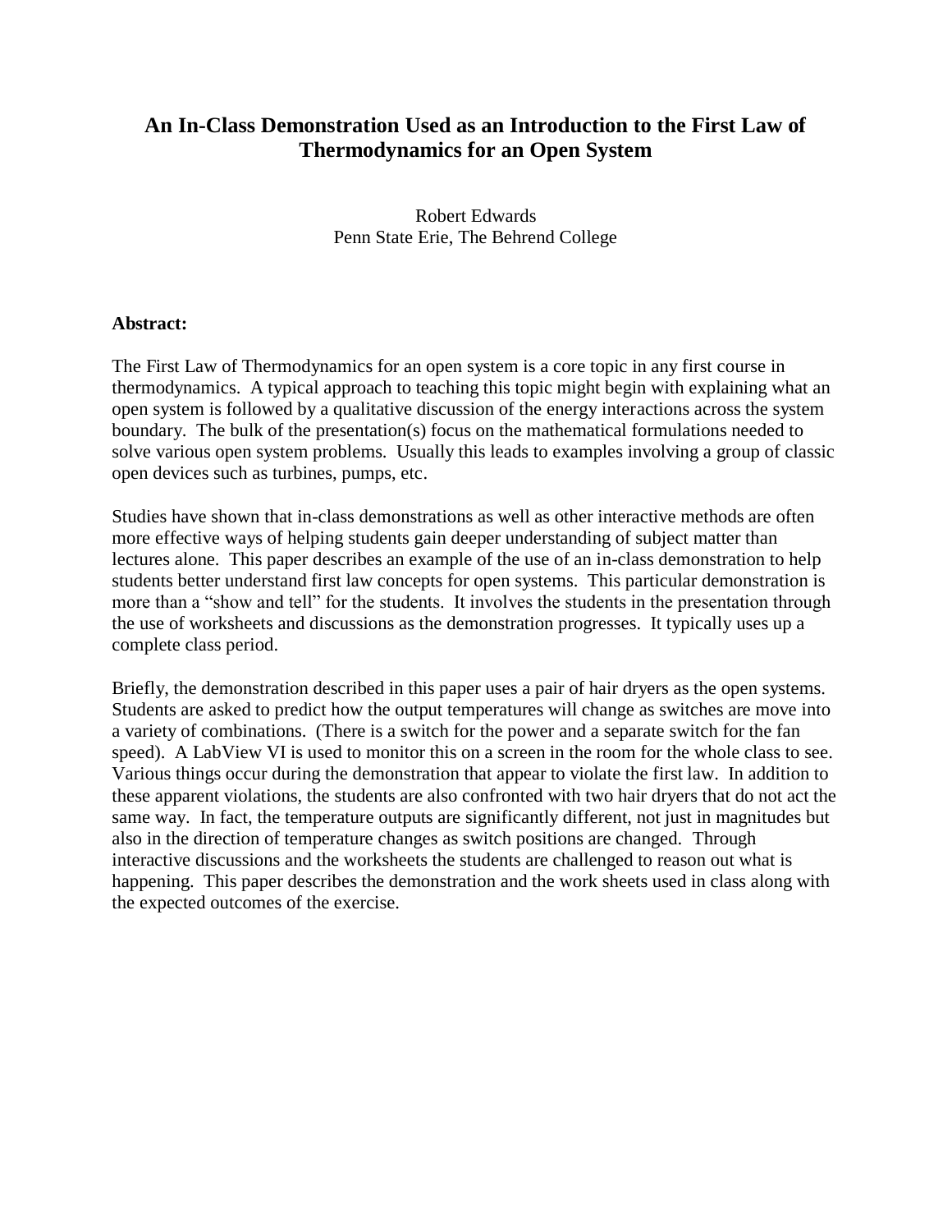# An In-Class Demonstration Used as an Introduction to the First Law of Thermodynamics for an Open System

Robert Edwards
Penn State Erie, The Behrend College

**Abstract:**

The First Law of Thermodynamics for an open system is a core topic in any first course in thermodynamics. A typical approach to teaching this topic might begin with explaining what an open system is followed by a qualitative discussion of the energy interactions across the system boundary. The bulk of the presentation(s) focus on the mathematical formulations needed to solve various open system problems. Usually this leads to examples involving a group of classic open devices such as turbines, pumps, etc.

Studies have shown that in-class demonstrations as well as other interactive methods are often more effective ways of helping students gain deeper understanding of subject matter than lectures alone. This paper describes an example of the use of an in-class demonstration to help students better understand first law concepts for open systems. This particular demonstration is more than a "show and tell" for the students. It involves the students in the presentation through the use of worksheets and discussions as the demonstration progresses. It typically uses up a complete class period.

Briefly, the demonstration described in this paper uses a pair of hair dryers as the open systems. Students are asked to predict how the output temperatures will change as switches are move into a variety of combinations. (There is a switch for the power and a separate switch for the fan speed). A LabView VI is used to monitor this on a screen in the room for the whole class to see. Various things occur during the demonstration that appear to violate the first law. In addition to these apparent violations, the students are also confronted with two hair dryers that do not act the same way. In fact, the temperature outputs are significantly different, not just in magnitudes but also in the direction of temperature changes as switch positions are changed. Through interactive discussions and the worksheets the students are challenged to reason out what is happening. This paper describes the demonstration and the work sheets used in class along with the expected outcomes of the exercise.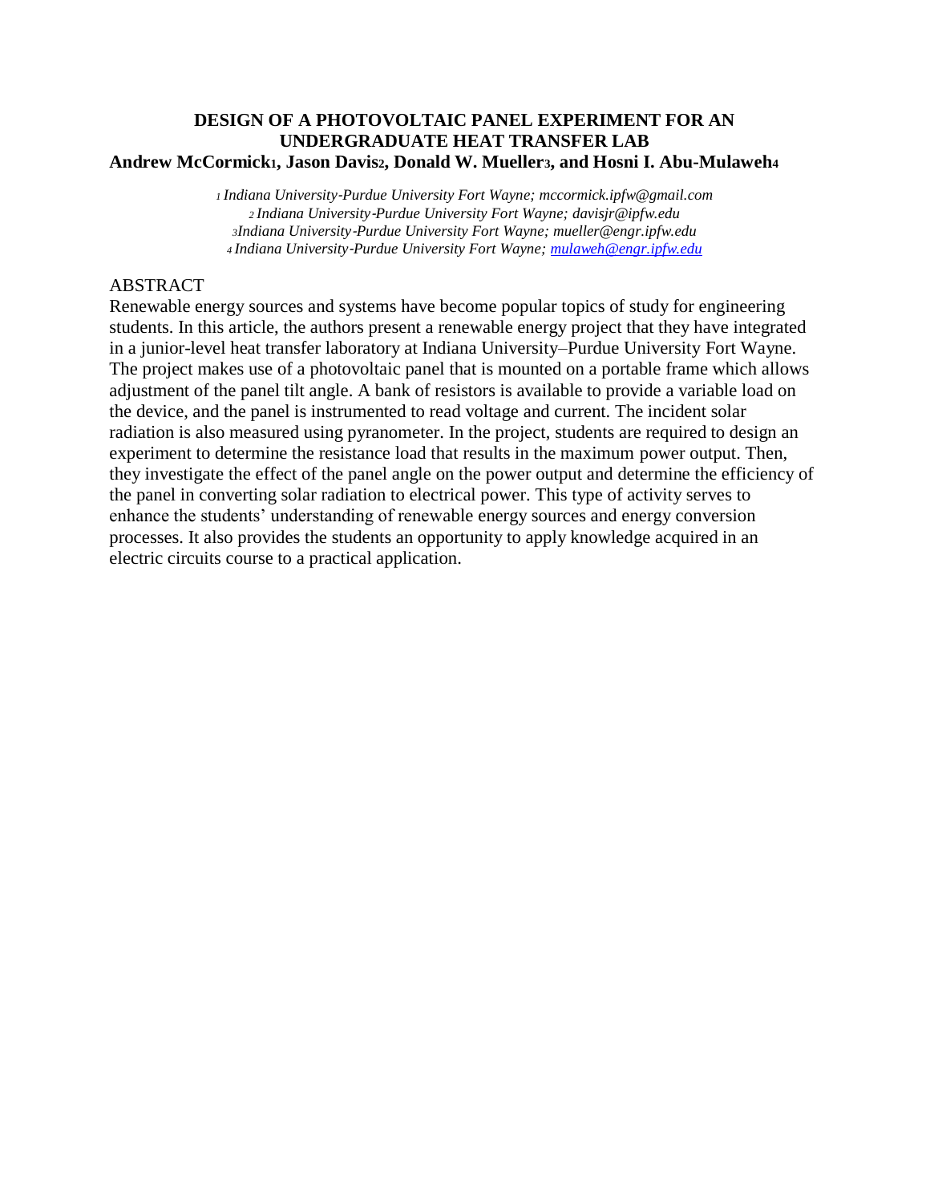# DESIGN OF A PHOTOVOLTAIC PANEL EXPERIMENT FOR AN UNDERGRADUATE HEAT TRANSFER LAB

**Andrew McCormick[1], Jason Davis[2], Donald W. Mueller[3], and Hosni I. Abu-Mulaweh[4]**

[1] *Indiana University-Purdue University Fort Wayne; mccormick.ipfw@gmail.com*
[2] *Indiana University-Purdue University Fort Wayne; davisjr@ipfw.edu*
[3] *Indiana University-Purdue University Fort Wayne; mueller@engr.ipfw.edu*
[4] *Indiana University-Purdue University Fort Wayne; mulaweh@engr.ipfw.edu*

## ABSTRACT

Renewable energy sources and systems have become popular topics of study for engineering students. In this article, the authors present a renewable energy project that they have integrated in a junior-level heat transfer laboratory at Indiana University–Purdue University Fort Wayne. The project makes use of a photovoltaic panel that is mounted on a portable frame which allows adjustment of the panel tilt angle. A bank of resistors is available to provide a variable load on the device, and the panel is instrumented to read voltage and current. The incident solar radiation is also measured using pyranometer. In the project, students are required to design an experiment to determine the resistance load that results in the maximum power output. Then, they investigate the effect of the panel angle on the power output and determine the efficiency of the panel in converting solar radiation to electrical power. This type of activity serves to enhance the students' understanding of renewable energy sources and energy conversion processes. It also provides the students an opportunity to apply knowledge acquired in an electric circuits course to a practical application.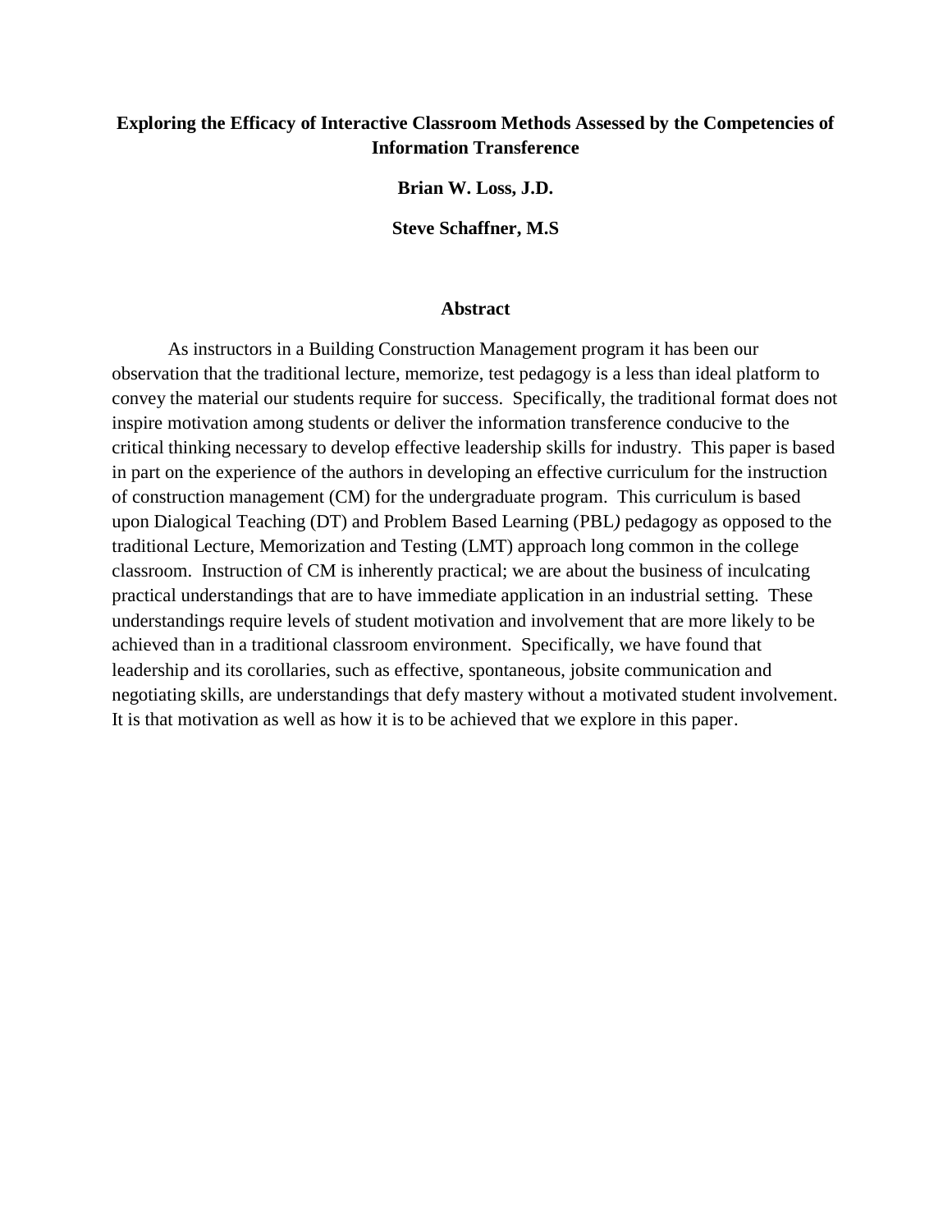# Exploring the Efficacy of Interactive Classroom Methods Assessed by the Competencies of Information Transference

**Brian W. Loss, J.D.**

**Steve Schaffner, M.S**

## Abstract

As instructors in a Building Construction Management program it has been our observation that the traditional lecture, memorize, test pedagogy is a less than ideal platform to convey the material our students require for success. Specifically, the traditional format does not inspire motivation among students or deliver the information transference conducive to the critical thinking necessary to develop effective leadership skills for industry. This paper is based in part on the experience of the authors in developing an effective curriculum for the instruction of construction management (CM) for the undergraduate program. This curriculum is based upon Dialogical Teaching (DT) and Problem Based Learning (PBL*)* pedagogy as opposed to the traditional Lecture, Memorization and Testing (LMT) approach long common in the college classroom. Instruction of CM is inherently practical; we are about the business of inculcating practical understandings that are to have immediate application in an industrial setting. These understandings require levels of student motivation and involvement that are more likely to be achieved than in a traditional classroom environment. Specifically, we have found that leadership and its corollaries, such as effective, spontaneous, jobsite communication and negotiating skills, are understandings that defy mastery without a motivated student involvement. It is that motivation as well as how it is to be achieved that we explore in this paper.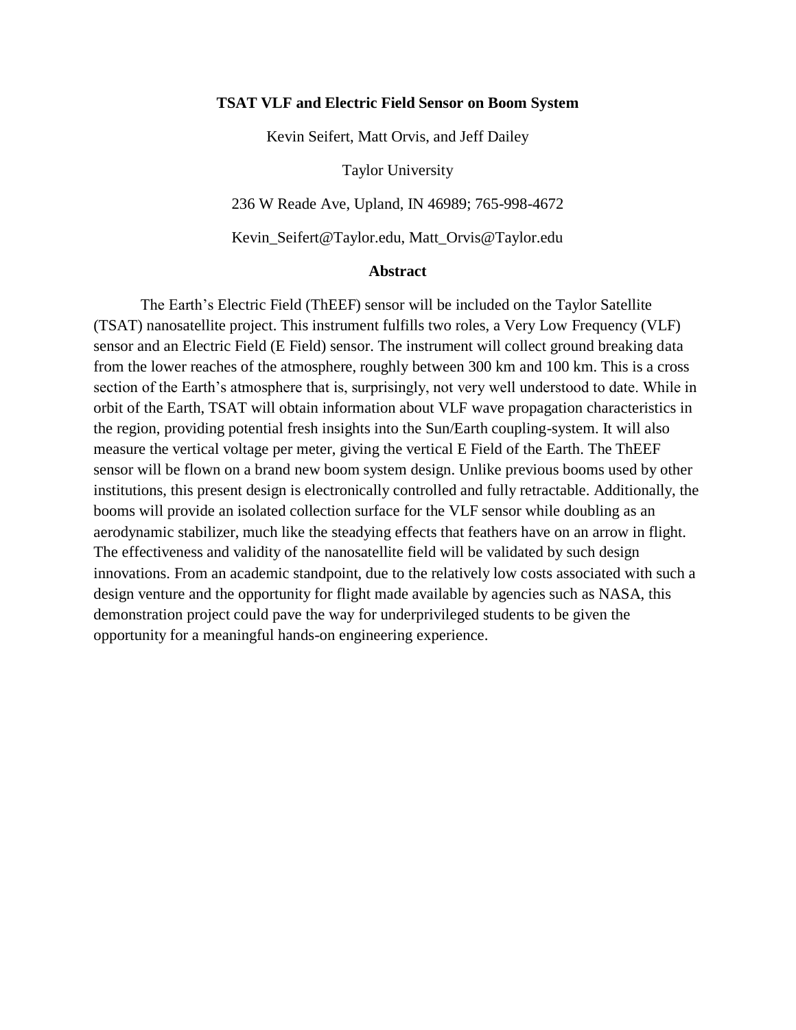# TSAT VLF and Electric Field Sensor on Boom System

Kevin Seifert, Matt Orvis, and Jeff Dailey

Taylor University

236 W Reade Ave, Upland, IN 46989; 765-998-4672

Kevin_Seifert@Taylor.edu, Matt_Orvis@Taylor.edu

## Abstract

The Earth's Electric Field (ThEEF) sensor will be included on the Taylor Satellite (TSAT) nanosatellite project. This instrument fulfills two roles, a Very Low Frequency (VLF) sensor and an Electric Field (E Field) sensor. The instrument will collect ground breaking data from the lower reaches of the atmosphere, roughly between 300 km and 100 km. This is a cross section of the Earth's atmosphere that is, surprisingly, not very well understood to date. While in orbit of the Earth, TSAT will obtain information about VLF wave propagation characteristics in the region, providing potential fresh insights into the Sun/Earth coupling-system. It will also measure the vertical voltage per meter, giving the vertical E Field of the Earth. The ThEEF sensor will be flown on a brand new boom system design. Unlike previous booms used by other institutions, this present design is electronically controlled and fully retractable. Additionally, the booms will provide an isolated collection surface for the VLF sensor while doubling as an aerodynamic stabilizer, much like the steadying effects that feathers have on an arrow in flight. The effectiveness and validity of the nanosatellite field will be validated by such design innovations. From an academic standpoint, due to the relatively low costs associated with such a design venture and the opportunity for flight made available by agencies such as NASA, this demonstration project could pave the way for underprivileged students to be given the opportunity for a meaningful hands-on engineering experience.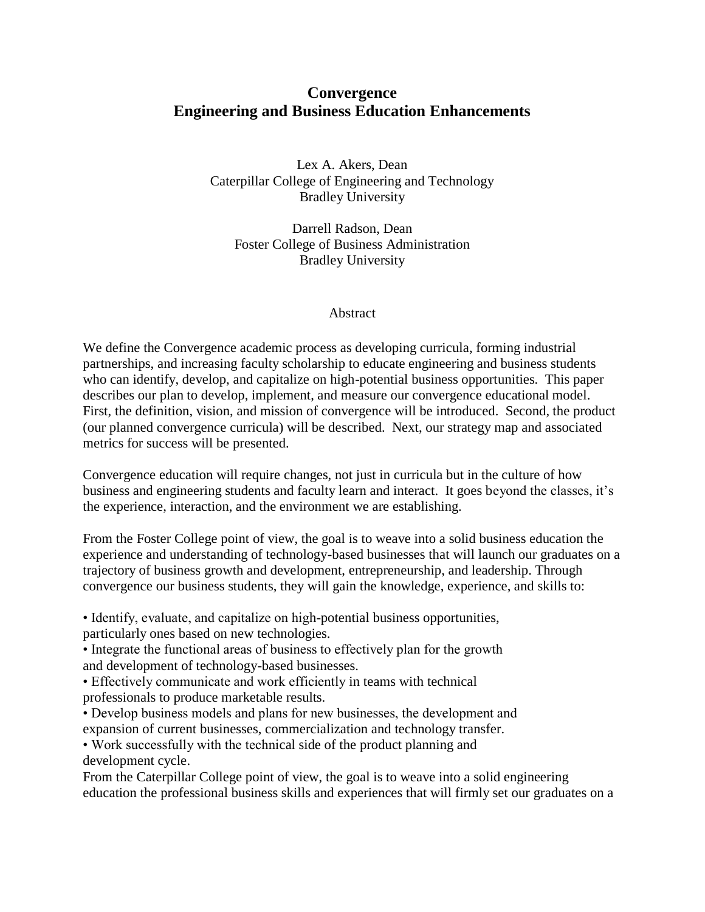# Convergence
# Engineering and Business Education Enhancements

Lex A. Akers, Dean
Caterpillar College of Engineering and Technology
Bradley University

Darrell Radson, Dean
Foster College of Business Administration
Bradley University

## Abstract

We define the Convergence academic process as developing curricula, forming industrial partnerships, and increasing faculty scholarship to educate engineering and business students who can identify, develop, and capitalize on high-potential business opportunities. This paper describes our plan to develop, implement, and measure our convergence educational model. First, the definition, vision, and mission of convergence will be introduced. Second, the product (our planned convergence curricula) will be described. Next, our strategy map and associated metrics for success will be presented.

Convergence education will require changes, not just in curricula but in the culture of how business and engineering students and faculty learn and interact. It goes beyond the classes, it's the experience, interaction, and the environment we are establishing.

From the Foster College point of view, the goal is to weave into a solid business education the experience and understanding of technology-based businesses that will launch our graduates on a trajectory of business growth and development, entrepreneurship, and leadership. Through convergence our business students, they will gain the knowledge, experience, and skills to:

- Identify, evaluate, and capitalize on high-potential business opportunities, particularly ones based on new technologies.
- Integrate the functional areas of business to effectively plan for the growth and development of technology-based businesses.
- Effectively communicate and work efficiently in teams with technical professionals to produce marketable results.
- Develop business models and plans for new businesses, the development and expansion of current businesses, commercialization and technology transfer.
- Work successfully with the technical side of the product planning and development cycle.

From the Caterpillar College point of view, the goal is to weave into a solid engineering education the professional business skills and experiences that will firmly set our graduates on a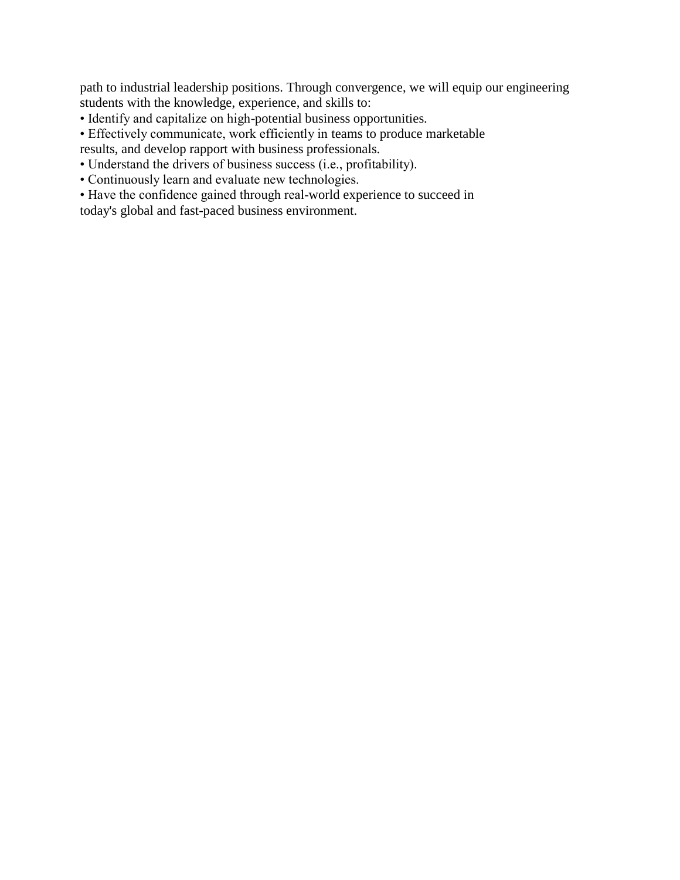path to industrial leadership positions. Through convergence, we will equip our engineering students with the knowledge, experience, and skills to:

- Identify and capitalize on high-potential business opportunities.
- Effectively communicate, work efficiently in teams to produce marketable results, and develop rapport with business professionals.
- Understand the drivers of business success (i.e., profitability).
- Continuously learn and evaluate new technologies.
- Have the confidence gained through real-world experience to succeed in today's global and fast-paced business environment.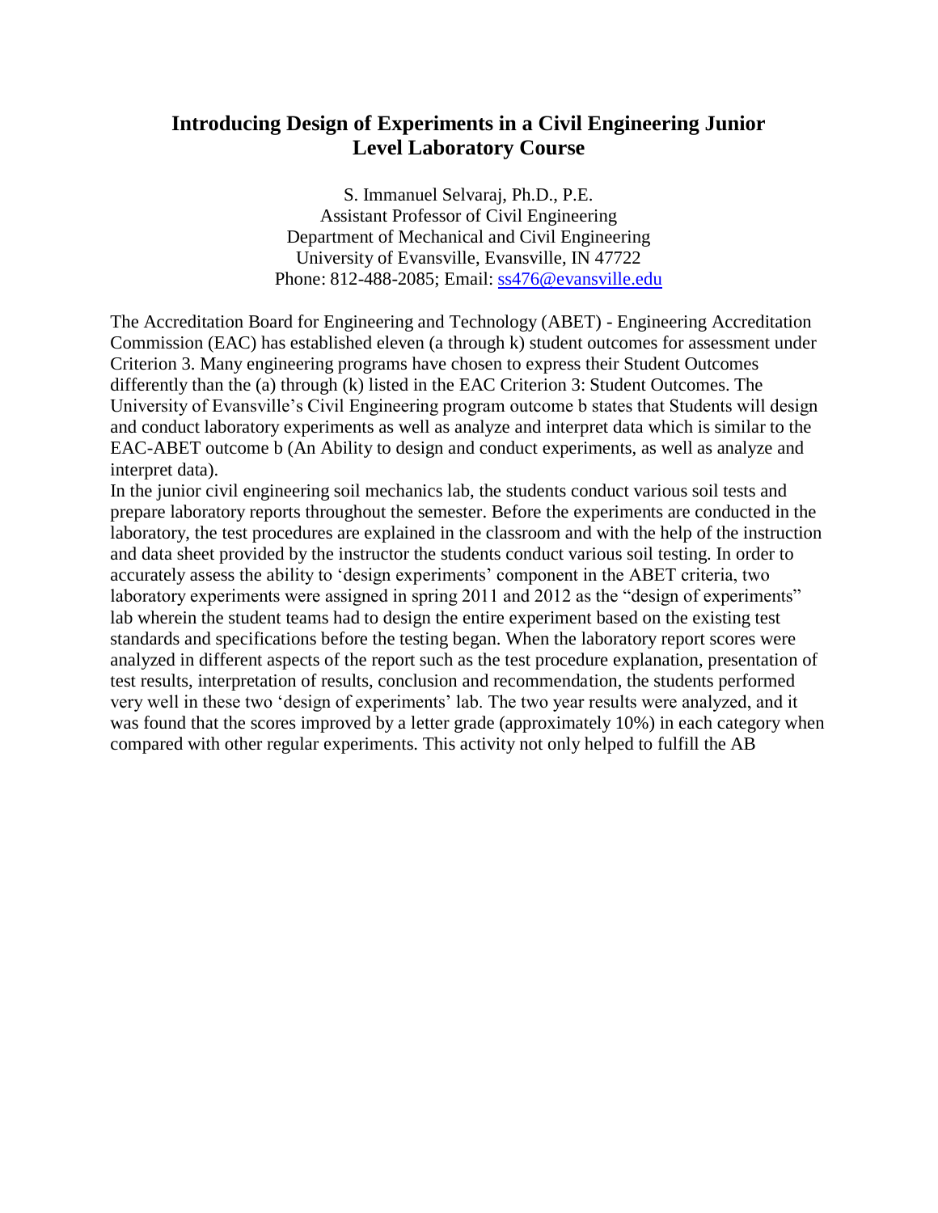## Introducing Design of Experiments in a Civil Engineering Junior Level Laboratory Course

S. Immanuel Selvaraj, Ph.D., P.E.
Assistant Professor of Civil Engineering
Department of Mechanical and Civil Engineering
University of Evansville, Evansville, IN 47722
Phone: 812-488-2085; Email: ss476@evansville.edu

The Accreditation Board for Engineering and Technology (ABET) - Engineering Accreditation Commission (EAC) has established eleven (a through k) student outcomes for assessment under Criterion 3. Many engineering programs have chosen to express their Student Outcomes differently than the (a) through (k) listed in the EAC Criterion 3: Student Outcomes. The University of Evansville's Civil Engineering program outcome b states that Students will design and conduct laboratory experiments as well as analyze and interpret data which is similar to the EAC-ABET outcome b (An Ability to design and conduct experiments, as well as analyze and interpret data).
In the junior civil engineering soil mechanics lab, the students conduct various soil tests and prepare laboratory reports throughout the semester. Before the experiments are conducted in the laboratory, the test procedures are explained in the classroom and with the help of the instruction and data sheet provided by the instructor the students conduct various soil testing. In order to accurately assess the ability to 'design experiments' component in the ABET criteria, two laboratory experiments were assigned in spring 2011 and 2012 as the "design of experiments" lab wherein the student teams had to design the entire experiment based on the existing test standards and specifications before the testing began. When the laboratory report scores were analyzed in different aspects of the report such as the test procedure explanation, presentation of test results, interpretation of results, conclusion and recommendation, the students performed very well in these two 'design of experiments' lab. The two year results were analyzed, and it was found that the scores improved by a letter grade (approximately 10%) in each category when compared with other regular experiments. This activity not only helped to fulfill the AB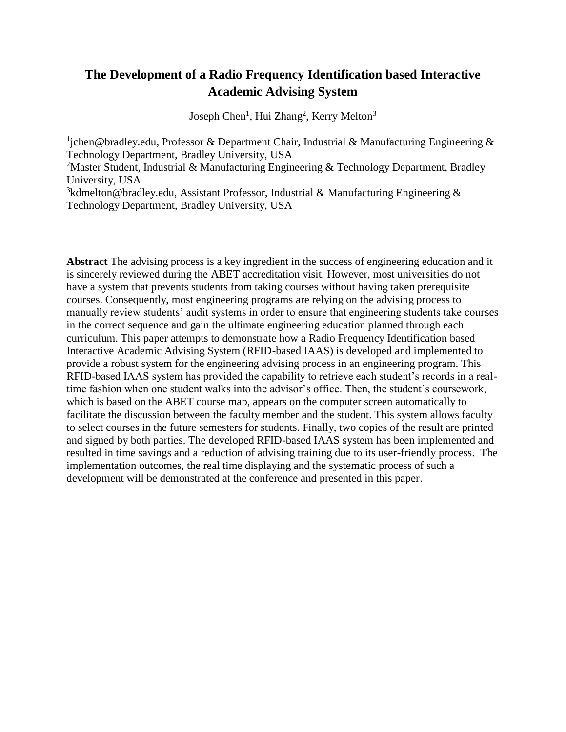# The Development of a Radio Frequency Identification based Interactive Academic Advising System

Joseph Chen[1], Hui Zhang[2], Kerry Melton[3]

[1]jchen@bradley.edu, Professor & Department Chair, Industrial & Manufacturing Engineering & Technology Department, Bradley University, USA
[2]Master Student, Industrial & Manufacturing Engineering & Technology Department, Bradley University, USA
[3]kdmelton@bradley.edu, Assistant Professor, Industrial & Manufacturing Engineering & Technology Department, Bradley University, USA

**Abstract** The advising process is a key ingredient in the success of engineering education and it is sincerely reviewed during the ABET accreditation visit. However, most universities do not have a system that prevents students from taking courses without having taken prerequisite courses. Consequently, most engineering programs are relying on the advising process to manually review students' audit systems in order to ensure that engineering students take courses in the correct sequence and gain the ultimate engineering education planned through each curriculum. This paper attempts to demonstrate how a Radio Frequency Identification based Interactive Academic Advising System (RFID-based IAAS) is developed and implemented to provide a robust system for the engineering advising process in an engineering program. This RFID-based IAAS system has provided the capability to retrieve each student's records in a real-time fashion when one student walks into the advisor's office. Then, the student's coursework, which is based on the ABET course map, appears on the computer screen automatically to facilitate the discussion between the faculty member and the student. This system allows faculty to select courses in the future semesters for students. Finally, two copies of the result are printed and signed by both parties. The developed RFID-based IAAS system has been implemented and resulted in time savings and a reduction of advising training due to its user-friendly process. The implementation outcomes, the real time displaying and the systematic process of such a development will be demonstrated at the conference and presented in this paper.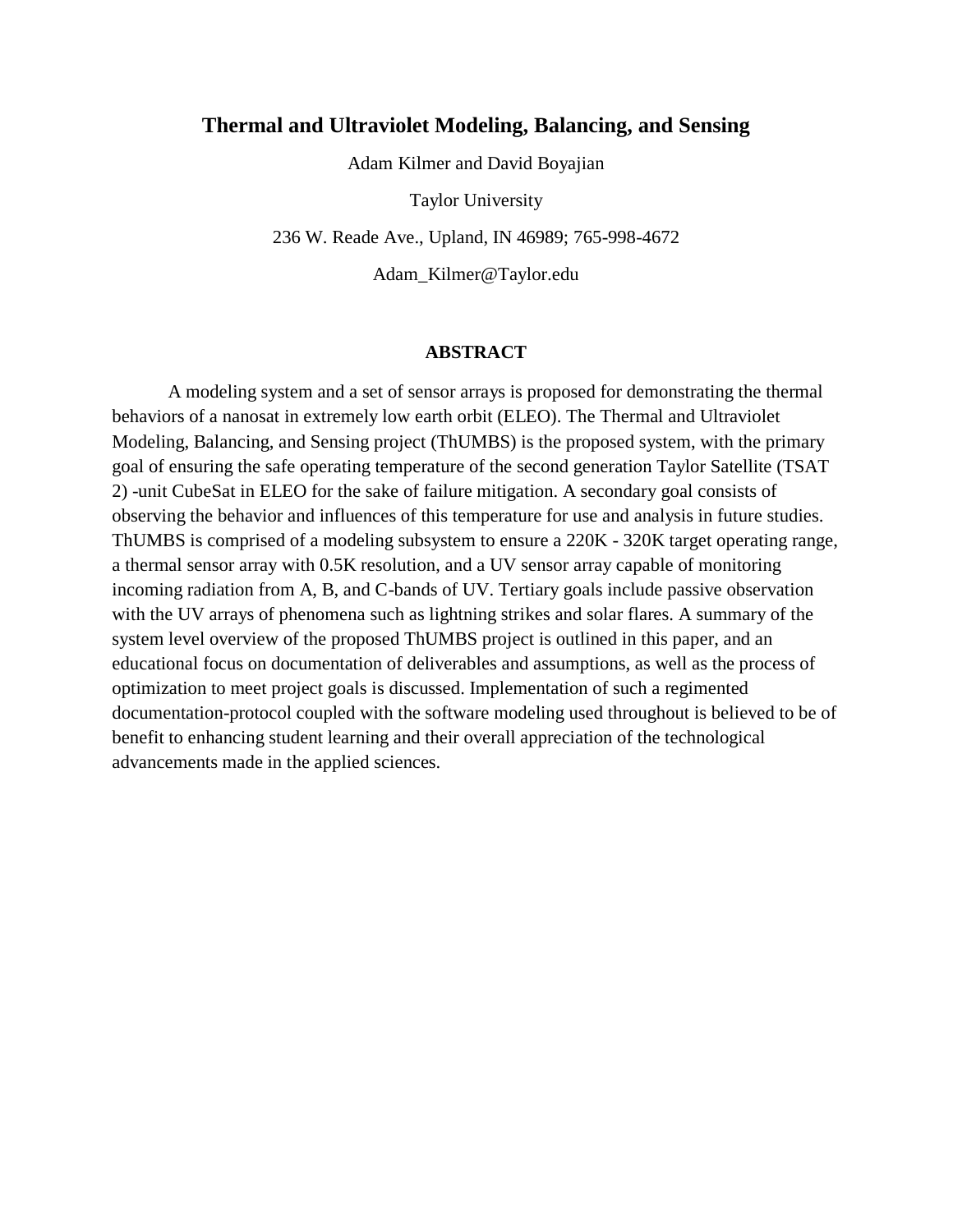# Thermal and Ultraviolet Modeling, Balancing, and Sensing

Adam Kilmer and David Boyajian

Taylor University

236 W. Reade Ave., Upland, IN 46989; 765-998-4672

Adam_Kilmer@Taylor.edu

## ABSTRACT

A modeling system and a set of sensor arrays is proposed for demonstrating the thermal behaviors of a nanosat in extremely low earth orbit (ELEO). The Thermal and Ultraviolet Modeling, Balancing, and Sensing project (ThUMBS) is the proposed system, with the primary goal of ensuring the safe operating temperature of the second generation Taylor Satellite (TSAT 2) -unit CubeSat in ELEO for the sake of failure mitigation. A secondary goal consists of observing the behavior and influences of this temperature for use and analysis in future studies. ThUMBS is comprised of a modeling subsystem to ensure a 220K - 320K target operating range, a thermal sensor array with 0.5K resolution, and a UV sensor array capable of monitoring incoming radiation from A, B, and C-bands of UV. Tertiary goals include passive observation with the UV arrays of phenomena such as lightning strikes and solar flares. A summary of the system level overview of the proposed ThUMBS project is outlined in this paper, and an educational focus on documentation of deliverables and assumptions, as well as the process of optimization to meet project goals is discussed. Implementation of such a regimented documentation-protocol coupled with the software modeling used throughout is believed to be of benefit to enhancing student learning and their overall appreciation of the technological advancements made in the applied sciences.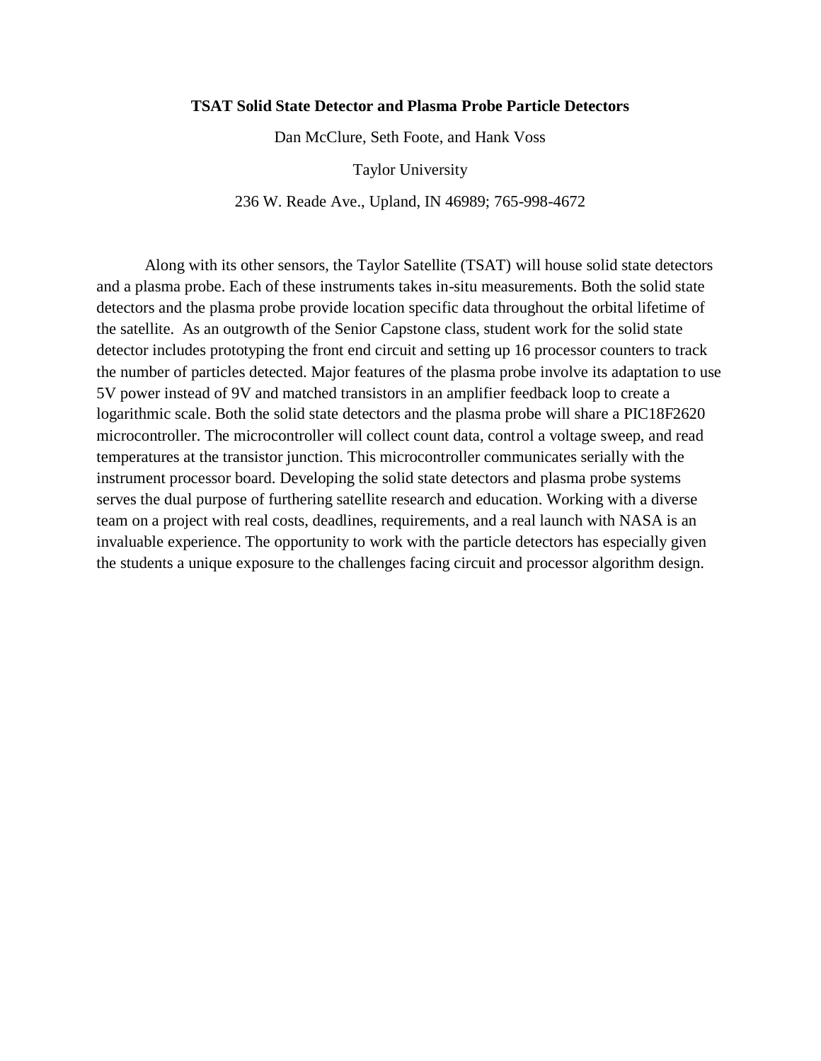# TSAT Solid State Detector and Plasma Probe Particle Detectors

Dan McClure, Seth Foote, and Hank Voss

Taylor University

236 W. Reade Ave., Upland, IN 46989; 765-998-4672

Along with its other sensors, the Taylor Satellite (TSAT) will house solid state detectors and a plasma probe. Each of these instruments takes in-situ measurements. Both the solid state detectors and the plasma probe provide location specific data throughout the orbital lifetime of the satellite. As an outgrowth of the Senior Capstone class, student work for the solid state detector includes prototyping the front end circuit and setting up 16 processor counters to track the number of particles detected. Major features of the plasma probe involve its adaptation to use 5V power instead of 9V and matched transistors in an amplifier feedback loop to create a logarithmic scale. Both the solid state detectors and the plasma probe will share a PIC18F2620 microcontroller. The microcontroller will collect count data, control a voltage sweep, and read temperatures at the transistor junction. This microcontroller communicates serially with the instrument processor board. Developing the solid state detectors and plasma probe systems serves the dual purpose of furthering satellite research and education. Working with a diverse team on a project with real costs, deadlines, requirements, and a real launch with NASA is an invaluable experience. The opportunity to work with the particle detectors has especially given the students a unique exposure to the challenges facing circuit and processor algorithm design.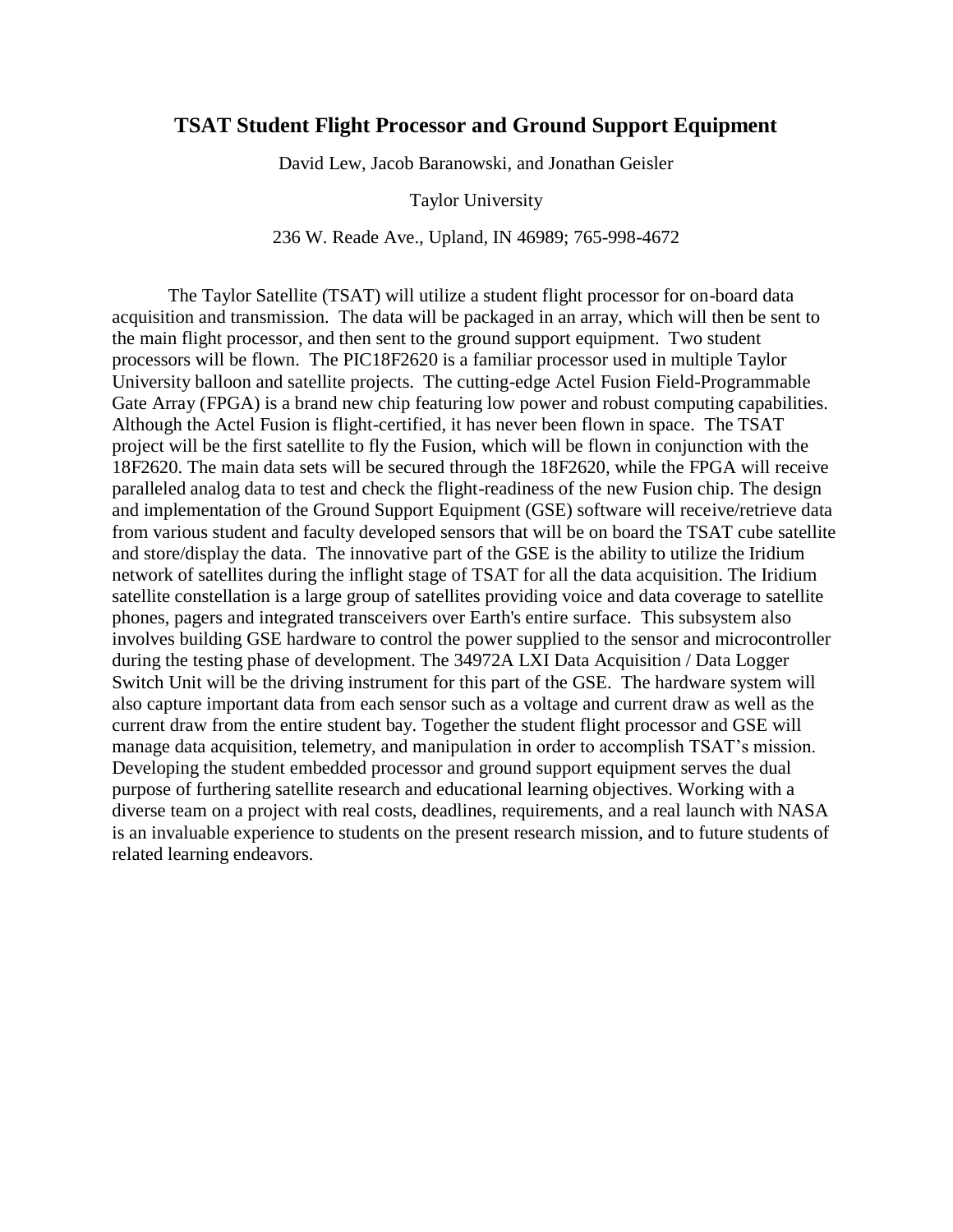## TSAT Student Flight Processor and Ground Support Equipment

David Lew, Jacob Baranowski, and Jonathan Geisler

Taylor University

236 W. Reade Ave., Upland, IN 46989; 765-998-4672

The Taylor Satellite (TSAT) will utilize a student flight processor for on-board data acquisition and transmission. The data will be packaged in an array, which will then be sent to the main flight processor, and then sent to the ground support equipment. Two student processors will be flown. The PIC18F2620 is a familiar processor used in multiple Taylor University balloon and satellite projects. The cutting-edge Actel Fusion Field-Programmable Gate Array (FPGA) is a brand new chip featuring low power and robust computing capabilities. Although the Actel Fusion is flight-certified, it has never been flown in space. The TSAT project will be the first satellite to fly the Fusion, which will be flown in conjunction with the 18F2620. The main data sets will be secured through the 18F2620, while the FPGA will receive paralleled analog data to test and check the flight-readiness of the new Fusion chip. The design and implementation of the Ground Support Equipment (GSE) software will receive/retrieve data from various student and faculty developed sensors that will be on board the TSAT cube satellite and store/display the data. The innovative part of the GSE is the ability to utilize the Iridium network of satellites during the inflight stage of TSAT for all the data acquisition. The Iridium satellite constellation is a large group of satellites providing voice and data coverage to satellite phones, pagers and integrated transceivers over Earth's entire surface. This subsystem also involves building GSE hardware to control the power supplied to the sensor and microcontroller during the testing phase of development. The 34972A LXI Data Acquisition / Data Logger Switch Unit will be the driving instrument for this part of the GSE. The hardware system will also capture important data from each sensor such as a voltage and current draw as well as the current draw from the entire student bay. Together the student flight processor and GSE will manage data acquisition, telemetry, and manipulation in order to accomplish TSAT's mission. Developing the student embedded processor and ground support equipment serves the dual purpose of furthering satellite research and educational learning objectives. Working with a diverse team on a project with real costs, deadlines, requirements, and a real launch with NASA is an invaluable experience to students on the present research mission, and to future students of related learning endeavors.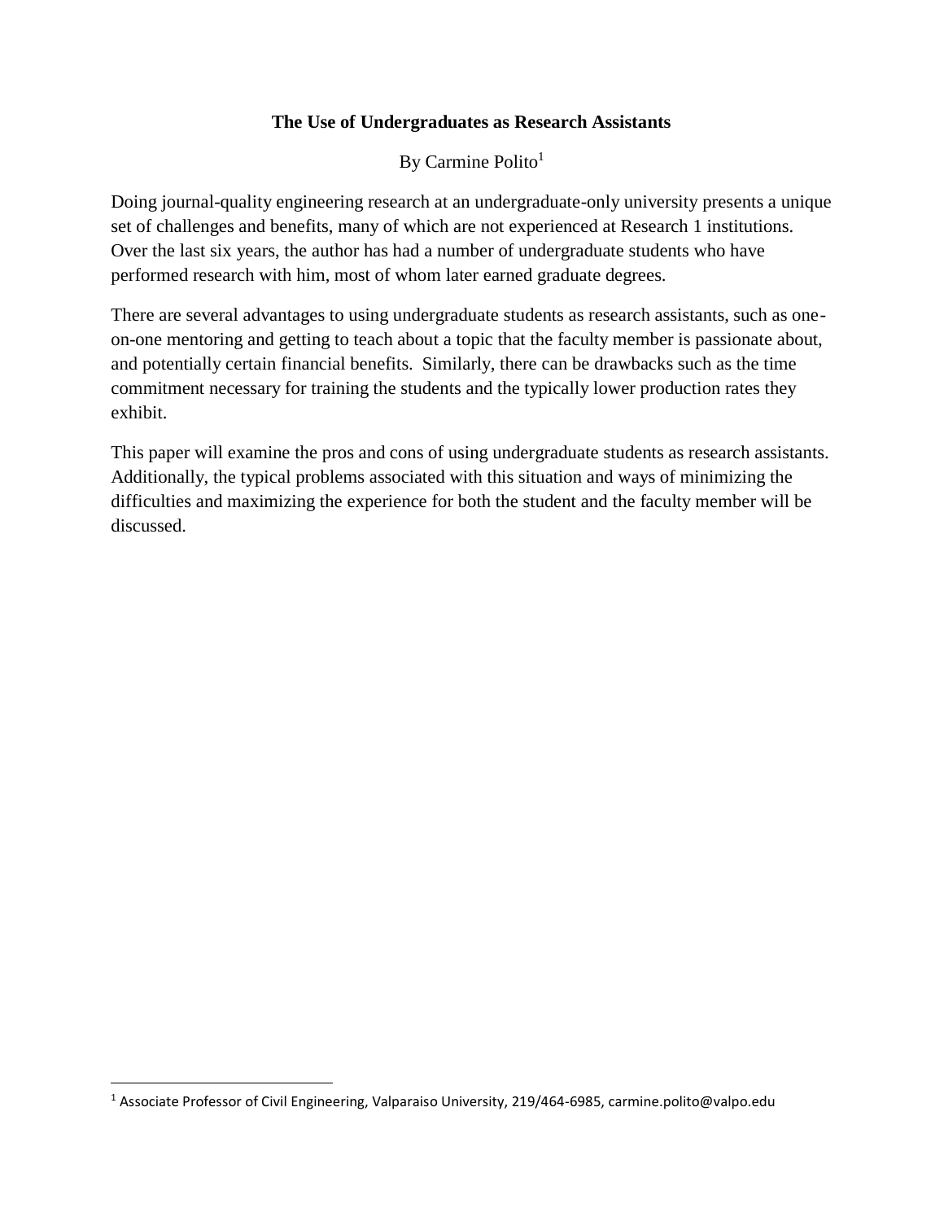## The Use of Undergraduates as Research Assistants

By Carmine Polito[1]

Doing journal-quality engineering research at an undergraduate-only university presents a unique set of challenges and benefits, many of which are not experienced at Research 1 institutions. Over the last six years, the author has had a number of undergraduate students who have performed research with him, most of whom later earned graduate degrees.

There are several advantages to using undergraduate students as research assistants, such as one-on-one mentoring and getting to teach about a topic that the faculty member is passionate about, and potentially certain financial benefits. Similarly, there can be drawbacks such as the time commitment necessary for training the students and the typically lower production rates they exhibit.

This paper will examine the pros and cons of using undergraduate students as research assistants. Additionally, the typical problems associated with this situation and ways of minimizing the difficulties and maximizing the experience for both the student and the faculty member will be discussed.

[1] Associate Professor of Civil Engineering, Valparaiso University, 219/464-6985, carmine.polito@valpo.edu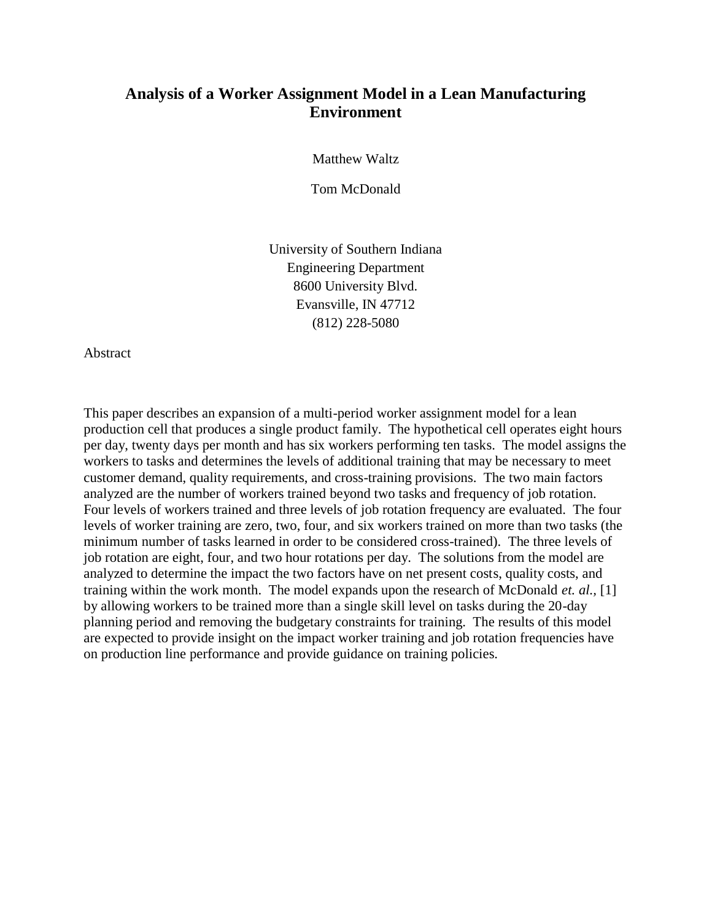# Analysis of a Worker Assignment Model in a Lean Manufacturing Environment

Matthew Waltz

Tom McDonald

University of Southern Indiana  
Engineering Department  
8600 University Blvd.  
Evansville, IN 47712  
(812) 228-5080

Abstract

This paper describes an expansion of a multi-period worker assignment model for a lean production cell that produces a single product family. The hypothetical cell operates eight hours per day, twenty days per month and has six workers performing ten tasks. The model assigns the workers to tasks and determines the levels of additional training that may be necessary to meet customer demand, quality requirements, and cross-training provisions. The two main factors analyzed are the number of workers trained beyond two tasks and frequency of job rotation. Four levels of workers trained and three levels of job rotation frequency are evaluated. The four levels of worker training are zero, two, four, and six workers trained on more than two tasks (the minimum number of tasks learned in order to be considered cross-trained). The three levels of job rotation are eight, four, and two hour rotations per day. The solutions from the model are analyzed to determine the impact the two factors have on net present costs, quality costs, and training within the work month. The model expands upon the research of McDonald *et. al.,* [1] by allowing workers to be trained more than a single skill level on tasks during the 20-day planning period and removing the budgetary constraints for training. The results of this model are expected to provide insight on the impact worker training and job rotation frequencies have on production line performance and provide guidance on training policies.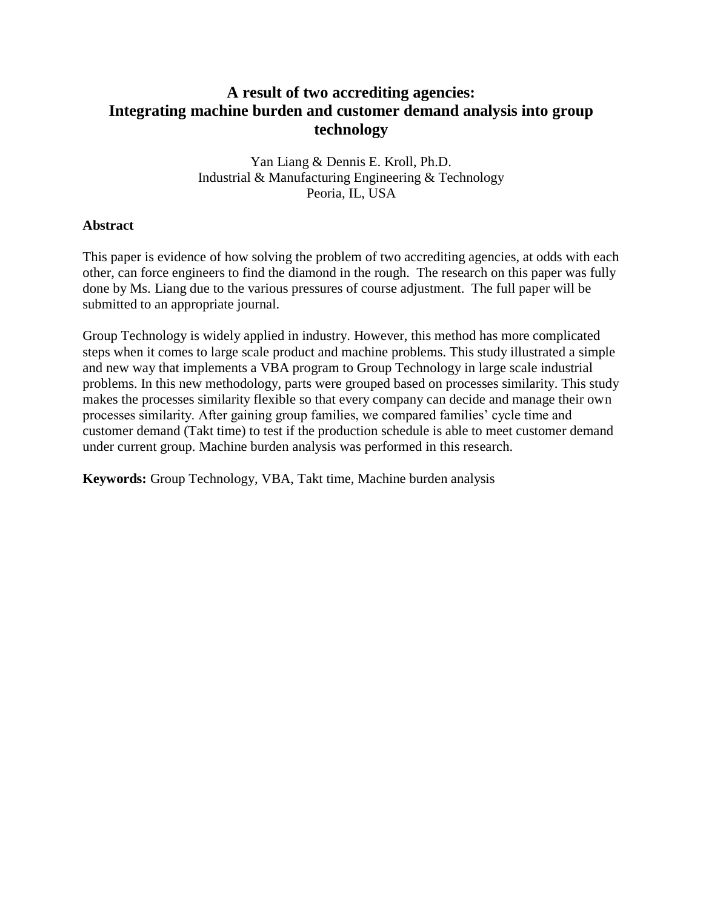# A result of two accrediting agencies: Integrating machine burden and customer demand analysis into group technology

Yan Liang & Dennis E. Kroll, Ph.D.
Industrial & Manufacturing Engineering & Technology
Peoria, IL, USA

**Abstract**

This paper is evidence of how solving the problem of two accrediting agencies, at odds with each other, can force engineers to find the diamond in the rough. The research on this paper was fully done by Ms. Liang due to the various pressures of course adjustment. The full paper will be submitted to an appropriate journal.

Group Technology is widely applied in industry. However, this method has more complicated steps when it comes to large scale product and machine problems. This study illustrated a simple and new way that implements a VBA program to Group Technology in large scale industrial problems. In this new methodology, parts were grouped based on processes similarity. This study makes the processes similarity flexible so that every company can decide and manage their own processes similarity. After gaining group families, we compared families' cycle time and customer demand (Takt time) to test if the production schedule is able to meet customer demand under current group. Machine burden analysis was performed in this research.

**Keywords:** Group Technology, VBA, Takt time, Machine burden analysis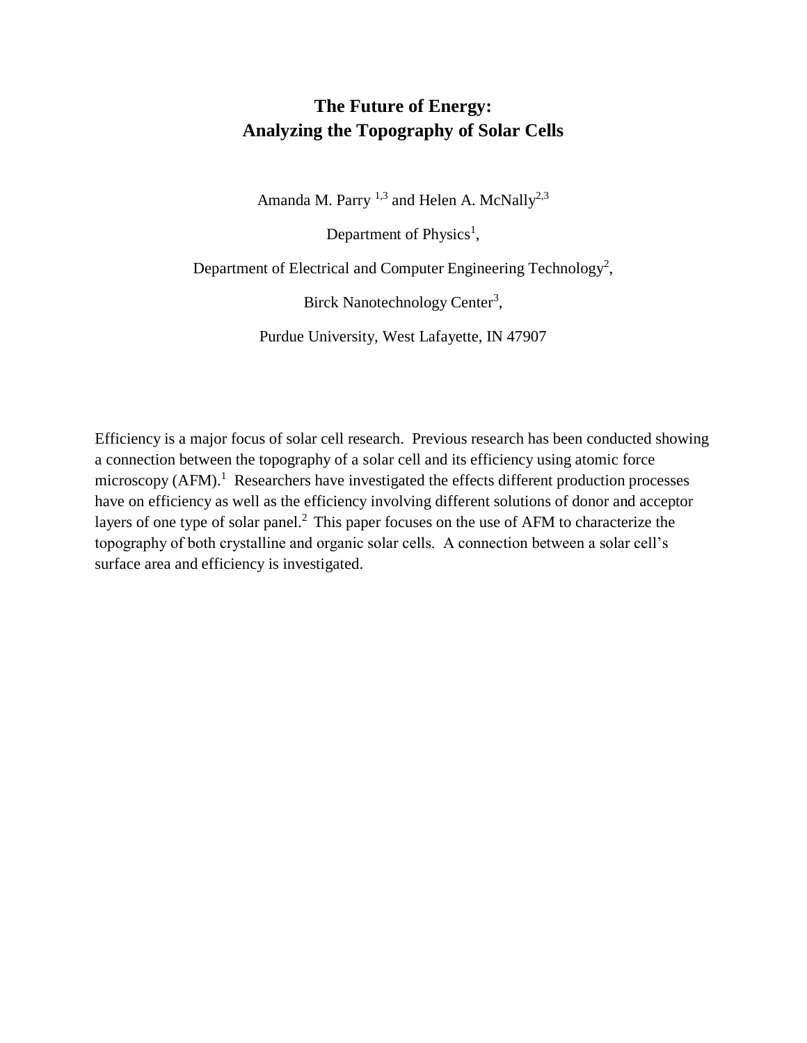# The Future of Energy: Analyzing the Topography of Solar Cells

Amanda M. Parry [1,3] and Helen A. McNally[2,3]

Department of Physics[1],

Department of Electrical and Computer Engineering Technology[2],

Birck Nanotechnology Center[3],

Purdue University, West Lafayette, IN 47907

Efficiency is a major focus of solar cell research. Previous research has been conducted showing a connection between the topography of a solar cell and its efficiency using atomic force microscopy (AFM).[1] Researchers have investigated the effects different production processes have on efficiency as well as the efficiency involving different solutions of donor and acceptor layers of one type of solar panel.[2] This paper focuses on the use of AFM to characterize the topography of both crystalline and organic solar cells. A connection between a solar cell's surface area and efficiency is investigated.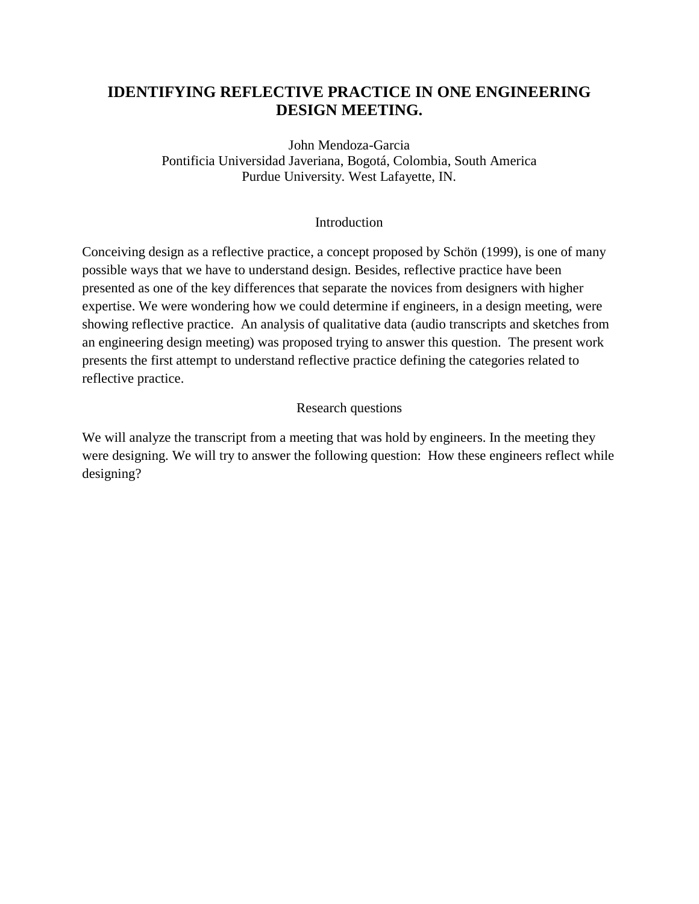# IDENTIFYING REFLECTIVE PRACTICE IN ONE ENGINEERING DESIGN MEETING.

John Mendoza-Garcia
Pontificia Universidad Javeriana, Bogotá, Colombia, South America
Purdue University. West Lafayette, IN.

## Introduction

Conceiving design as a reflective practice, a concept proposed by Schön (1999), is one of many possible ways that we have to understand design. Besides, reflective practice have been presented as one of the key differences that separate the novices from designers with higher expertise. We were wondering how we could determine if engineers, in a design meeting, were showing reflective practice. An analysis of qualitative data (audio transcripts and sketches from an engineering design meeting) was proposed trying to answer this question. The present work presents the first attempt to understand reflective practice defining the categories related to reflective practice.

## Research questions

We will analyze the transcript from a meeting that was hold by engineers. In the meeting they were designing. We will try to answer the following question: How these engineers reflect while designing?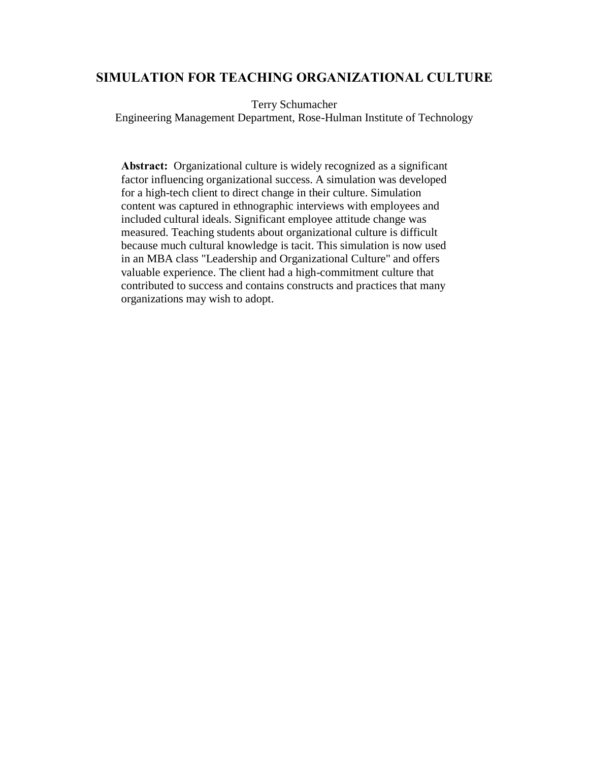# SIMULATION FOR TEACHING ORGANIZATIONAL CULTURE

Terry Schumacher
Engineering Management Department, Rose-Hulman Institute of Technology

**Abstract:** Organizational culture is widely recognized as a significant factor influencing organizational success. A simulation was developed for a high-tech client to direct change in their culture. Simulation content was captured in ethnographic interviews with employees and included cultural ideals. Significant employee attitude change was measured. Teaching students about organizational culture is difficult because much cultural knowledge is tacit. This simulation is now used in an MBA class "Leadership and Organizational Culture" and offers valuable experience. The client had a high-commitment culture that contributed to success and contains constructs and practices that many organizations may wish to adopt.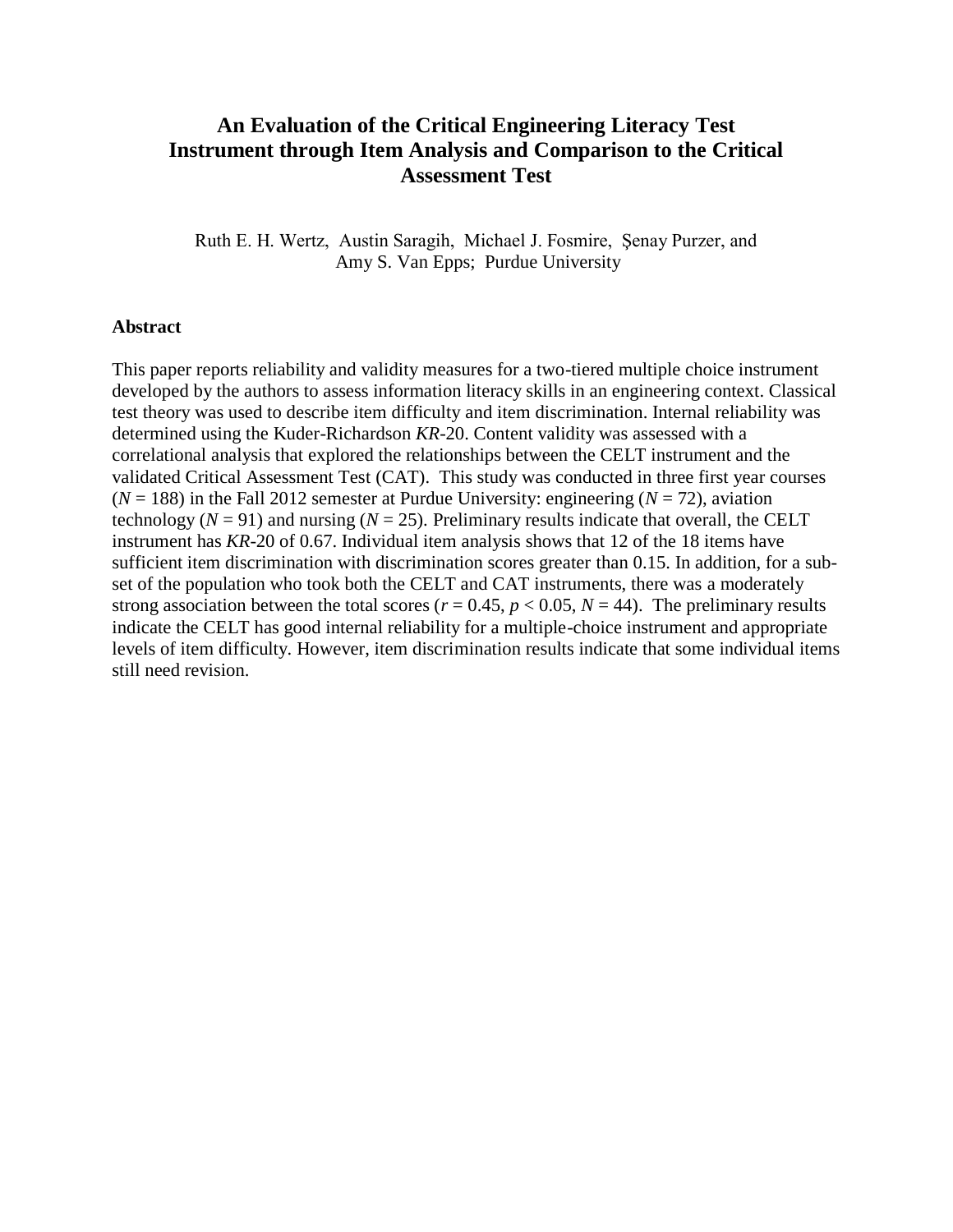# An Evaluation of the Critical Engineering Literacy Test Instrument through Item Analysis and Comparison to the Critical Assessment Test

Ruth E. H. Wertz, Austin Saragih, Michael J. Fosmire, Şenay Purzer, and Amy S. Van Epps; Purdue University

## Abstract

This paper reports reliability and validity measures for a two-tiered multiple choice instrument developed by the authors to assess information literacy skills in an engineering context. Classical test theory was used to describe item difficulty and item discrimination. Internal reliability was determined using the Kuder-Richardson *KR*-20. Content validity was assessed with a correlational analysis that explored the relationships between the CELT instrument and the validated Critical Assessment Test (CAT). This study was conducted in three first year courses ($N = 188$) in the Fall 2012 semester at Purdue University: engineering ($N = 72$), aviation technology ($N = 91$) and nursing ($N = 25$). Preliminary results indicate that overall, the CELT instrument has *KR*-20 of 0.67. Individual item analysis shows that 12 of the 18 items have sufficient item discrimination with discrimination scores greater than 0.15. In addition, for a sub-set of the population who took both the CELT and CAT instruments, there was a moderately strong association between the total scores ($r = 0.45$, $p < 0.05$, $N = 44$). The preliminary results indicate the CELT has good internal reliability for a multiple-choice instrument and appropriate levels of item difficulty. However, item discrimination results indicate that some individual items still need revision.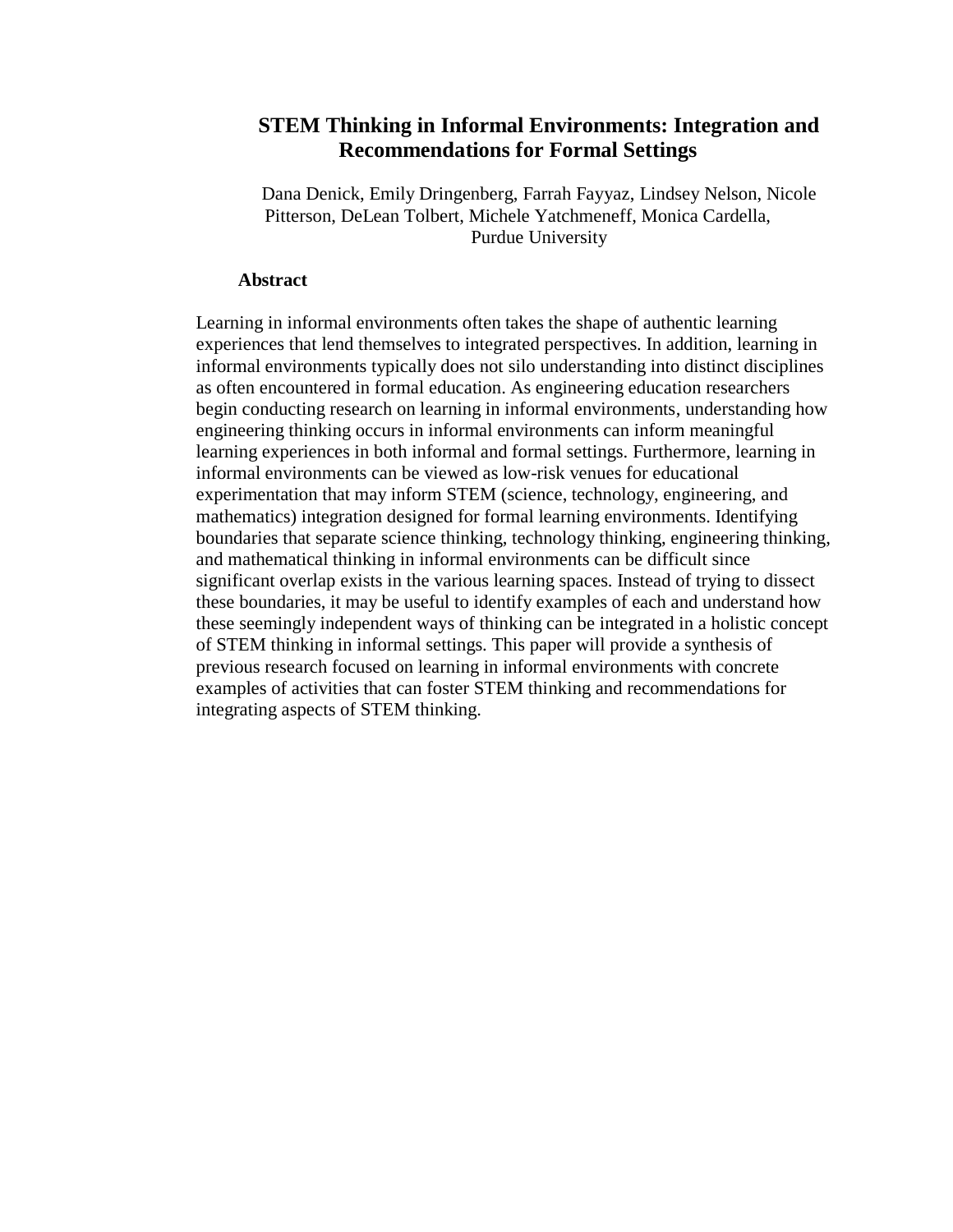# STEM Thinking in Informal Environments: Integration and Recommendations for Formal Settings

Dana Denick, Emily Dringenberg, Farrah Fayyaz, Lindsey Nelson, Nicole Pitterson, DeLean Tolbert, Michele Yatchmeneff, Monica Cardella, Purdue University

## Abstract

Learning in informal environments often takes the shape of authentic learning experiences that lend themselves to integrated perspectives. In addition, learning in informal environments typically does not silo understanding into distinct disciplines as often encountered in formal education. As engineering education researchers begin conducting research on learning in informal environments, understanding how engineering thinking occurs in informal environments can inform meaningful learning experiences in both informal and formal settings. Furthermore, learning in informal environments can be viewed as low-risk venues for educational experimentation that may inform STEM (science, technology, engineering, and mathematics) integration designed for formal learning environments. Identifying boundaries that separate science thinking, technology thinking, engineering thinking, and mathematical thinking in informal environments can be difficult since significant overlap exists in the various learning spaces. Instead of trying to dissect these boundaries, it may be useful to identify examples of each and understand how these seemingly independent ways of thinking can be integrated in a holistic concept of STEM thinking in informal settings. This paper will provide a synthesis of previous research focused on learning in informal environments with concrete examples of activities that can foster STEM thinking and recommendations for integrating aspects of STEM thinking.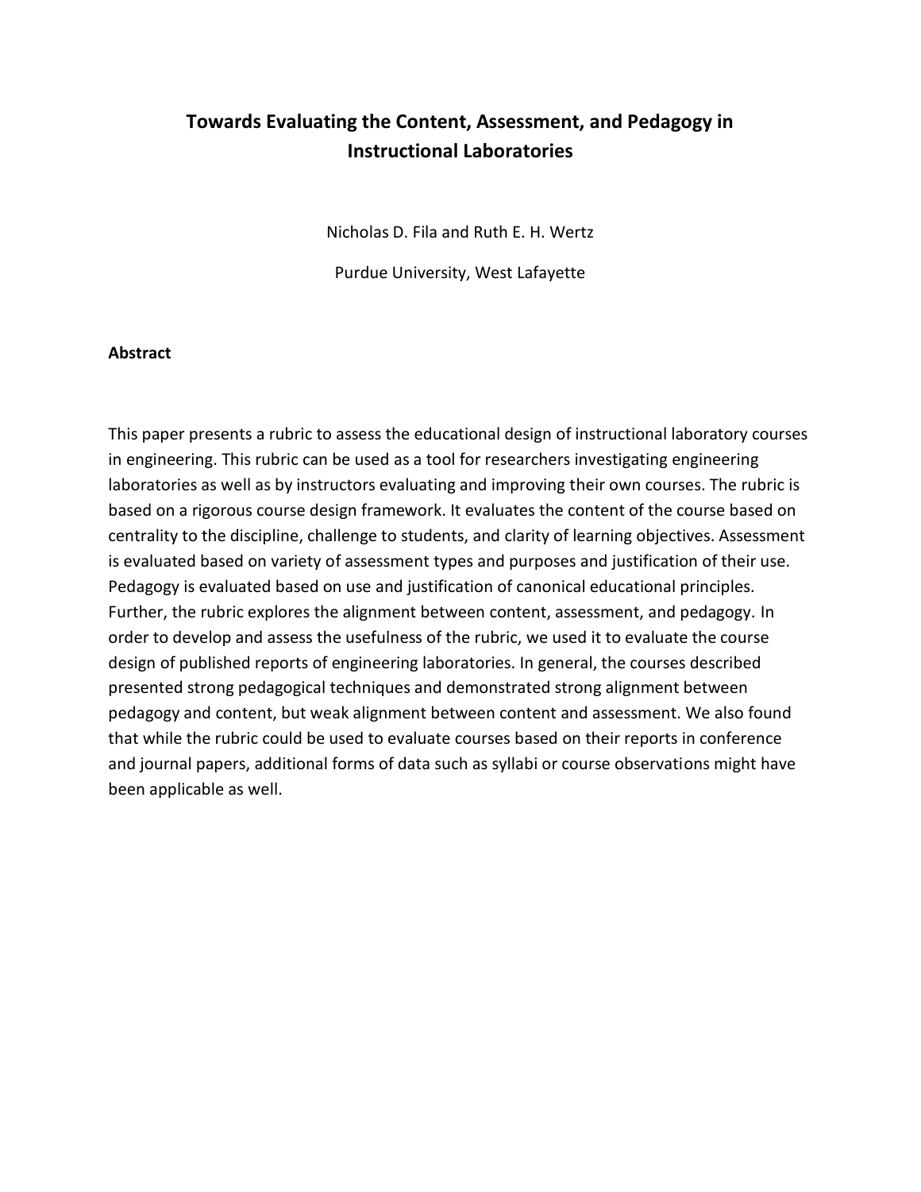# Towards Evaluating the Content, Assessment, and Pedagogy in Instructional Laboratories

Nicholas D. Fila and Ruth E. H. Wertz

Purdue University, West Lafayette

**Abstract**

This paper presents a rubric to assess the educational design of instructional laboratory courses in engineering. This rubric can be used as a tool for researchers investigating engineering laboratories as well as by instructors evaluating and improving their own courses. The rubric is based on a rigorous course design framework. It evaluates the content of the course based on centrality to the discipline, challenge to students, and clarity of learning objectives. Assessment is evaluated based on variety of assessment types and purposes and justification of their use. Pedagogy is evaluated based on use and justification of canonical educational principles. Further, the rubric explores the alignment between content, assessment, and pedagogy. In order to develop and assess the usefulness of the rubric, we used it to evaluate the course design of published reports of engineering laboratories. In general, the courses described presented strong pedagogical techniques and demonstrated strong alignment between pedagogy and content, but weak alignment between content and assessment. We also found that while the rubric could be used to evaluate courses based on their reports in conference and journal papers, additional forms of data such as syllabi or course observations might have been applicable as well.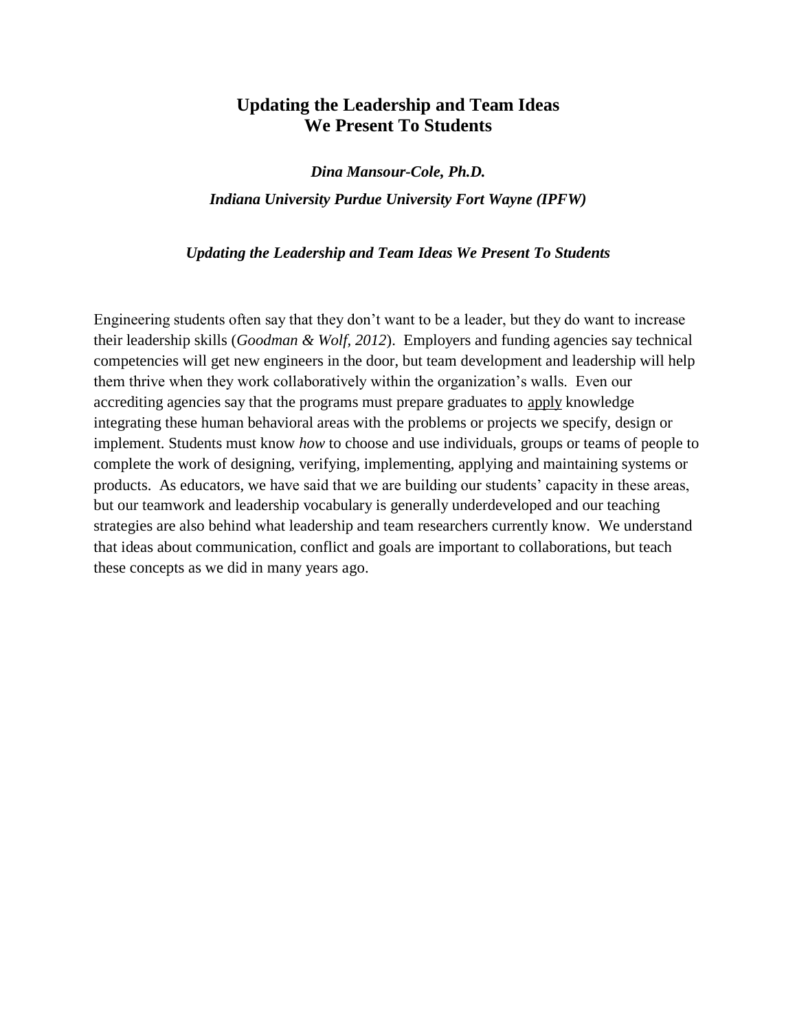# Updating the Leadership and Team Ideas We Present To Students

***Dina Mansour-Cole, Ph.D.***

***Indiana University Purdue University Fort Wayne (IPFW)***

***Updating the Leadership and Team Ideas We Present To Students***

Engineering students often say that they don't want to be a leader, but they do want to increase their leadership skills (*Goodman & Wolf, 2012*). Employers and funding agencies say technical competencies will get new engineers in the door, but team development and leadership will help them thrive when they work collaboratively within the organization's walls. Even our accrediting agencies say that the programs must prepare graduates to <u>apply</u> knowledge integrating these human behavioral areas with the problems or projects we specify, design or implement. Students must know *how* to choose and use individuals, groups or teams of people to complete the work of designing, verifying, implementing, applying and maintaining systems or products. As educators, we have said that we are building our students' capacity in these areas, but our teamwork and leadership vocabulary is generally underdeveloped and our teaching strategies are also behind what leadership and team researchers currently know. We understand that ideas about communication, conflict and goals are important to collaborations, but teach these concepts as we did in many years ago.